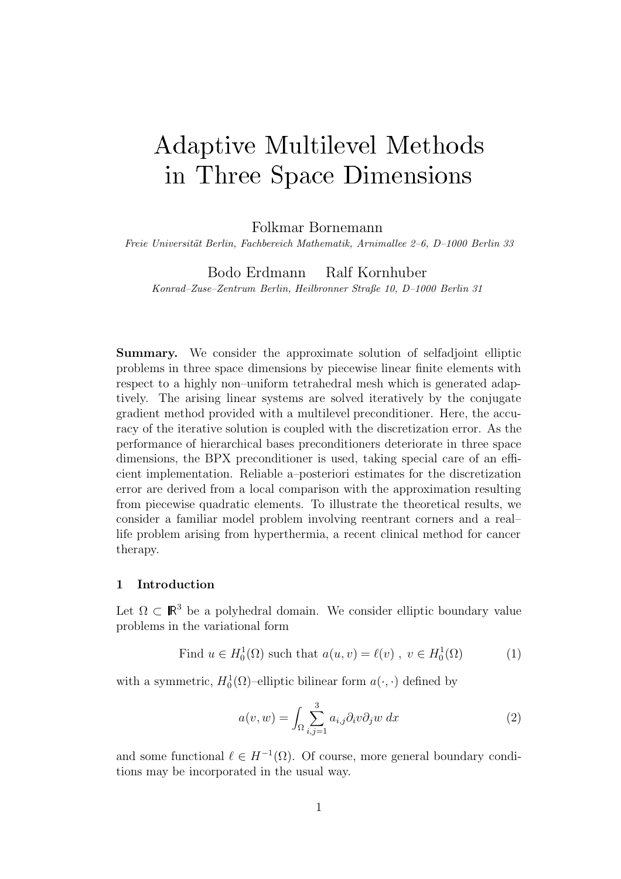# Adaptive Multilevel Methods in Three Space Dimensions

Folkmar Bornemann

*Freie Universität Berlin, Fachbereich Mathematik, Arnimallee 2–6, D–1000 Berlin 33*

Bodo Erdmann Ralf Kornhuber

*Konrad–Zuse–Zentrum Berlin, Heilbronner Straße 10, D–1000 Berlin 31*

**Summary.** We consider the approximate solution of selfadjoint elliptic problems in three space dimensions by piecewise linear finite elements with respect to a highly non–uniform tetrahedral mesh which is generated adaptively. The arising linear systems are solved iteratively by the conjugate gradient method provided with a multilevel preconditioner. Here, the accuracy of the iterative solution is coupled with the discretization error. As the performance of hierarchical bases preconditioners deteriorate in three space dimensions, the BPX preconditioner is used, taking special care of an efficient implementation. Reliable a–posteriori estimates for the discretization error are derived from a local comparison with the approximation resulting from piecewise quadratic elements. To illustrate the theoretical results, we consider a familiar model problem involving reentrant corners and a real–life problem arising from hyperthermia, a recent clinical method for cancer therapy.

## 1 Introduction

Let $\Omega \subset \mathbb{R}^3$ be a polyhedral domain. We consider elliptic boundary value problems in the variational form

$$\text{Find } u \in H_0^1(\Omega) \text{ such that } a(u,v) = \ell(v) \ , \ v \in H_0^1(\Omega) \tag{1}$$

with a symmetric, $H_0^1(\Omega)$–elliptic bilinear form $a(\cdot,\cdot)$ defined by

$$a(v,w) = \int_\Omega \sum_{i,j=1}^{3} a_{i,j} \partial_i v \partial_j w \ dx \tag{2}$$

and some functional $\ell \in H^{-1}(\Omega)$. Of course, more general boundary conditions may be incorporated in the usual way.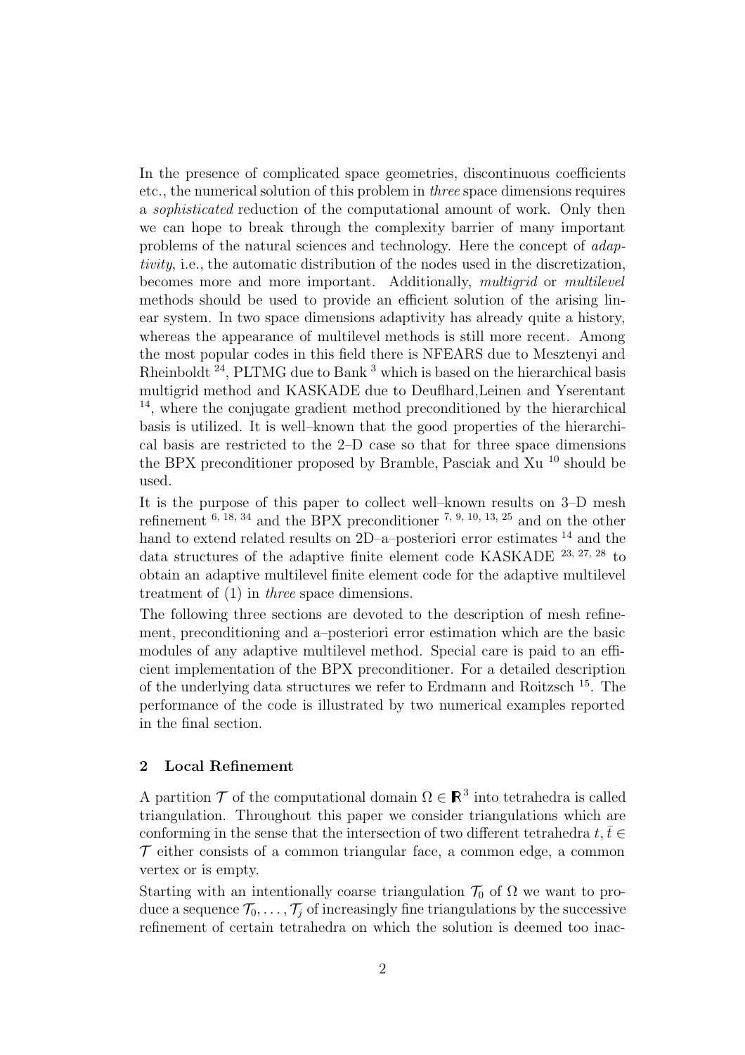In the presence of complicated space geometries, discontinuous coefficients etc., the numerical solution of this problem in *three* space dimensions requires a *sophisticated* reduction of the computational amount of work. Only then we can hope to break through the complexity barrier of many important problems of the natural sciences and technology. Here the concept of *adaptivity*, i.e., the automatic distribution of the nodes used in the discretization, becomes more and more important. Additionally, *multigrid* or *multilevel* methods should be used to provide an efficient solution of the arising linear system. In two space dimensions adaptivity has already quite a history, whereas the appearance of multilevel methods is still more recent. Among the most popular codes in this field there is NFEARS due to Mesztenyi and Rheinboldt [24], PLTMG due to Bank [3] which is based on the hierarchical basis multigrid method and KASKADE due to Deuflhard,Leinen and Yserentant [14], where the conjugate gradient method preconditioned by the hierarchical basis is utilized. It is well–known that the good properties of the hierarchical basis are restricted to the 2–D case so that for three space dimensions the BPX preconditioner proposed by Bramble, Pasciak and Xu [10] should be used.

It is the purpose of this paper to collect well–known results on 3–D mesh refinement [6, 18, 34] and the BPX preconditioner [7, 9, 10, 13, 25] and on the other hand to extend related results on 2D–a–posteriori error estimates [14] and the data structures of the adaptive finite element code KASKADE [23, 27, 28] to obtain an adaptive multilevel finite element code for the adaptive multilevel treatment of (1) in *three* space dimensions.

The following three sections are devoted to the description of mesh refinement, preconditioning and a–posteriori error estimation which are the basic modules of any adaptive multilevel method. Special care is paid to an efficient implementation of the BPX preconditioner. For a detailed description of the underlying data structures we refer to Erdmann and Roitzsch [15]. The performance of the code is illustrated by two numerical examples reported in the final section.

## 2 Local Refinement

A partition $\mathcal{T}$ of the computational domain $\Omega \in \mathbb{R}^3$ into tetrahedra is called triangulation. Throughout this paper we consider triangulations which are conforming in the sense that the intersection of two different tetrahedra $t, \bar{t} \in \mathcal{T}$ either consists of a common triangular face, a common edge, a common vertex or is empty.

Starting with an intentionally coarse triangulation $\mathcal{T}_0$ of $\Omega$ we want to produce a sequence $\mathcal{T}_0, \ldots, \mathcal{T}_j$ of increasingly fine triangulations by the successive refinement of certain tetrahedra on which the solution is deemed too inac-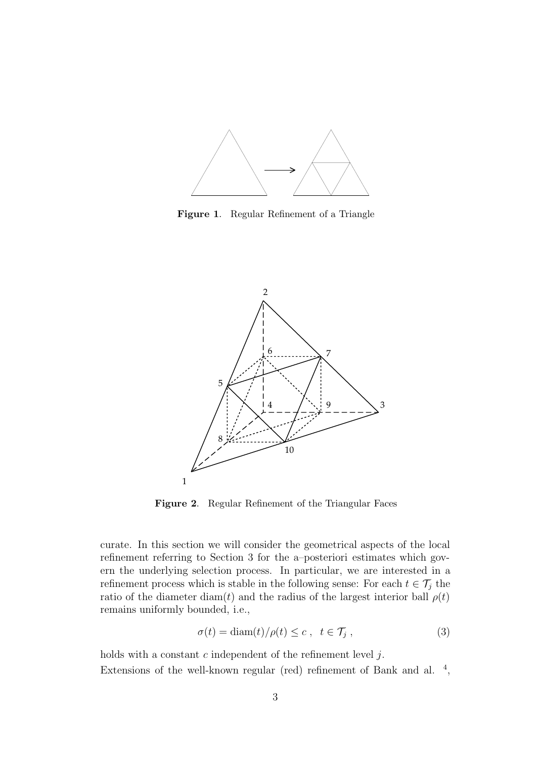**Figure 1**. Regular Refinement of a Triangle

**Figure 2**. Regular Refinement of the Triangular Faces

curate. In this section we will consider the geometrical aspects of the local refinement referring to Section 3 for the a–posteriori estimates which govern the underlying selection process. In particular, we are interested in a refinement process which is stable in the following sense: For each $t \in \mathcal{T}_j$ the ratio of the diameter $\operatorname{diam}(t)$ and the radius of the largest interior ball $\rho(t)$ remains uniformly bounded, i.e.,

$$\sigma(t) = \operatorname{diam}(t)/\rho(t) \leq c \ , \quad t \in \mathcal{T}_j \ , \tag{3}$$

holds with a constant $c$ independent of the refinement level $j$.

Extensions of the well-known regular (red) refinement of Bank and al. [4],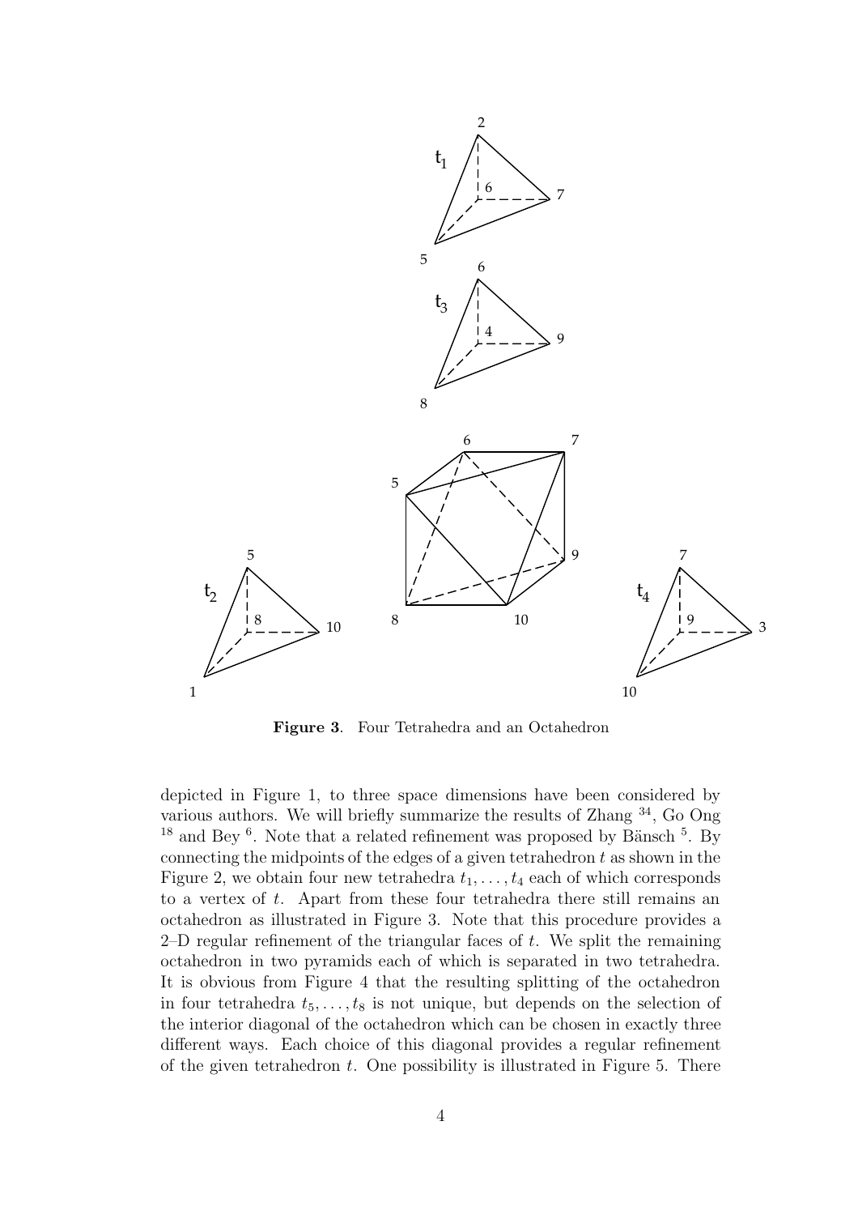**Figure 3**. Four Tetrahedra and an Octahedron

depicted in Figure 1, to three space dimensions have been considered by various authors. We will briefly summarize the results of Zhang [34], Go Ong [18] and Bey [6]. Note that a related refinement was proposed by Bänsch [5]. By connecting the midpoints of the edges of a given tetrahedron $t$ as shown in the Figure 2, we obtain four new tetrahedra $t_1, \ldots, t_4$ each of which corresponds to a vertex of $t$. Apart from these four tetrahedra there still remains an octahedron as illustrated in Figure 3. Note that this procedure provides a 2–D regular refinement of the triangular faces of $t$. We split the remaining octahedron in two pyramids each of which is separated in two tetrahedra. It is obvious from Figure 4 that the resulting splitting of the octahedron in four tetrahedra $t_5, \ldots, t_8$ is not unique, but depends on the selection of the interior diagonal of the octahedron which can be chosen in exactly three different ways. Each choice of this diagonal provides a regular refinement of the given tetrahedron $t$. One possibility is illustrated in Figure 5. There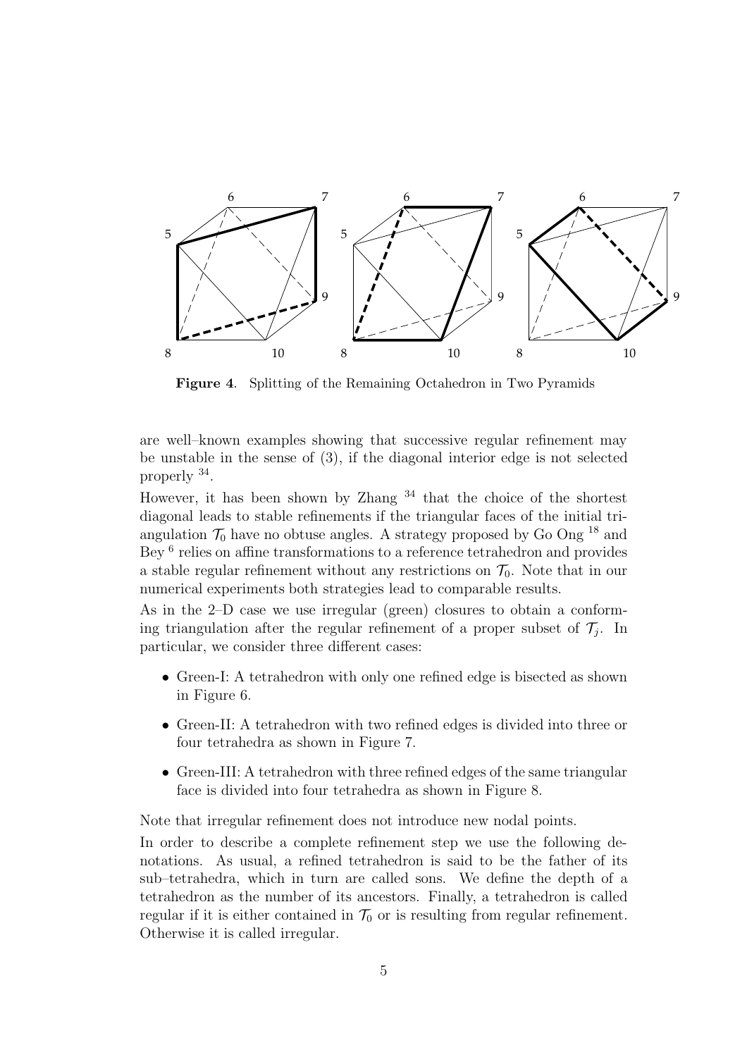**Figure 4**. Splitting of the Remaining Octahedron in Two Pyramids

are well–known examples showing that successive regular refinement may be unstable in the sense of (3), if the diagonal interior edge is not selected properly [34].

However, it has been shown by Zhang [34] that the choice of the shortest diagonal leads to stable refinements if the triangular faces of the initial triangulation $\mathcal{T}_0$ have no obtuse angles. A strategy proposed by Go Ong [18] and Bey [6] relies on affine transformations to a reference tetrahedron and provides a stable regular refinement without any restrictions on $\mathcal{T}_0$. Note that in our numerical experiments both strategies lead to comparable results.

As in the 2–D case we use irregular (green) closures to obtain a conforming triangulation after the regular refinement of a proper subset of $\mathcal{T}_j$. In particular, we consider three different cases:

- Green-I: A tetrahedron with only one refined edge is bisected as shown in Figure 6.
- Green-II: A tetrahedron with two refined edges is divided into three or four tetrahedra as shown in Figure 7.
- Green-III: A tetrahedron with three refined edges of the same triangular face is divided into four tetrahedra as shown in Figure 8.

Note that irregular refinement does not introduce new nodal points.

In order to describe a complete refinement step we use the following denotations. As usual, a refined tetrahedron is said to be the father of its sub–tetrahedra, which in turn are called sons. We define the depth of a tetrahedron as the number of its ancestors. Finally, a tetrahedron is called regular if it is either contained in $\mathcal{T}_0$ or is resulting from regular refinement. Otherwise it is called irregular.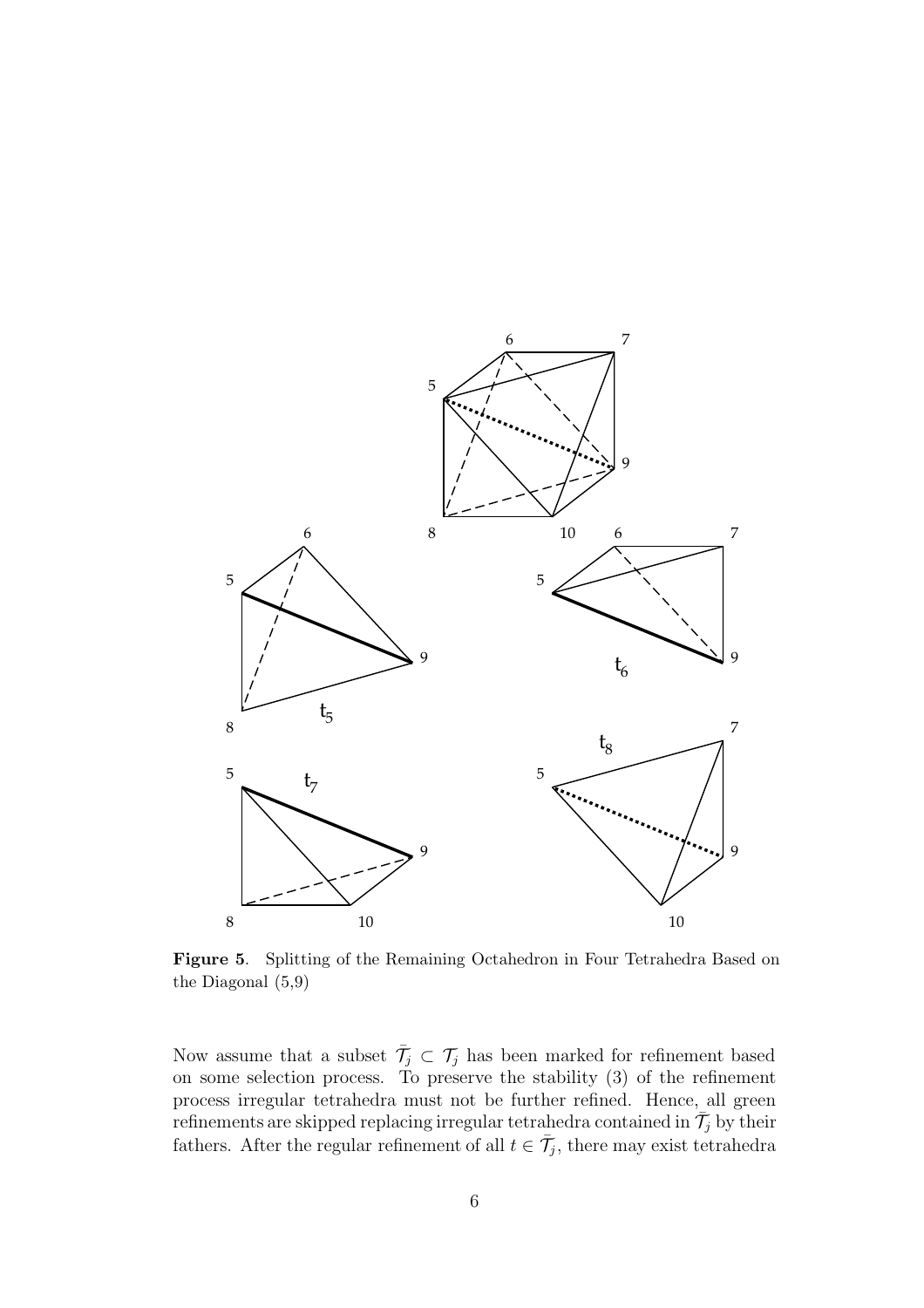**Figure 5**. Splitting of the Remaining Octahedron in Four Tetrahedra Based on the Diagonal (5,9)

Now assume that a subset $\bar{\mathcal{T}}_j \subset \mathcal{T}_j$ has been marked for refinement based on some selection process. To preserve the stability (3) of the refinement process irregular tetrahedra must not be further refined. Hence, all green refinements are skipped replacing irregular tetrahedra contained in $\bar{\mathcal{T}}_j$ by their fathers. After the regular refinement of all $t \in \bar{\mathcal{T}}_j$, there may exist tetrahedra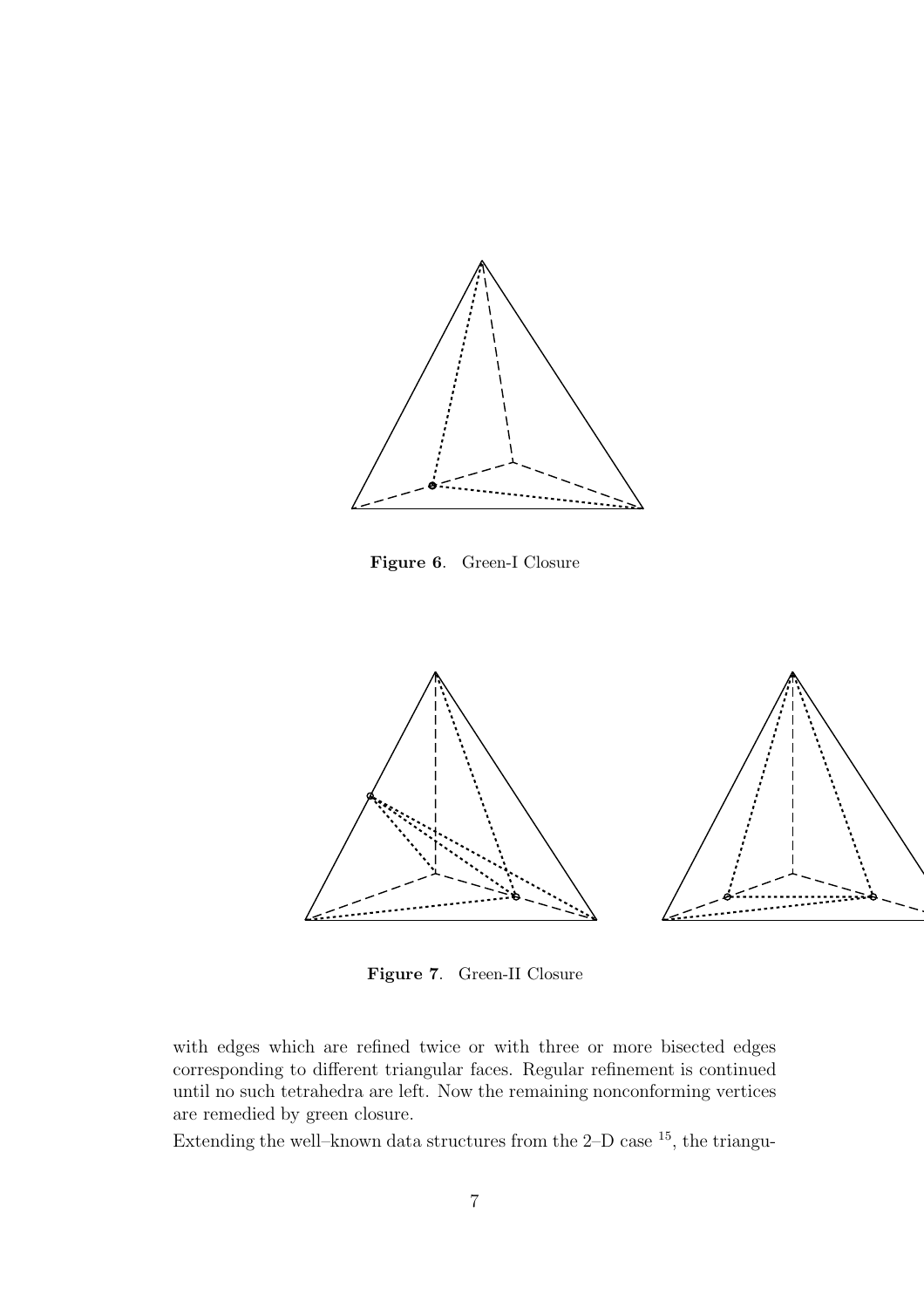**Figure 6**. Green-I Closure

**Figure 7**. Green-II Closure

with edges which are refined twice or with three or more bisected edges corresponding to different triangular faces. Regular refinement is continued until no such tetrahedra are left. Now the remaining nonconforming vertices are remedied by green closure.

Extending the well–known data structures from the 2–D case [15], the triangu-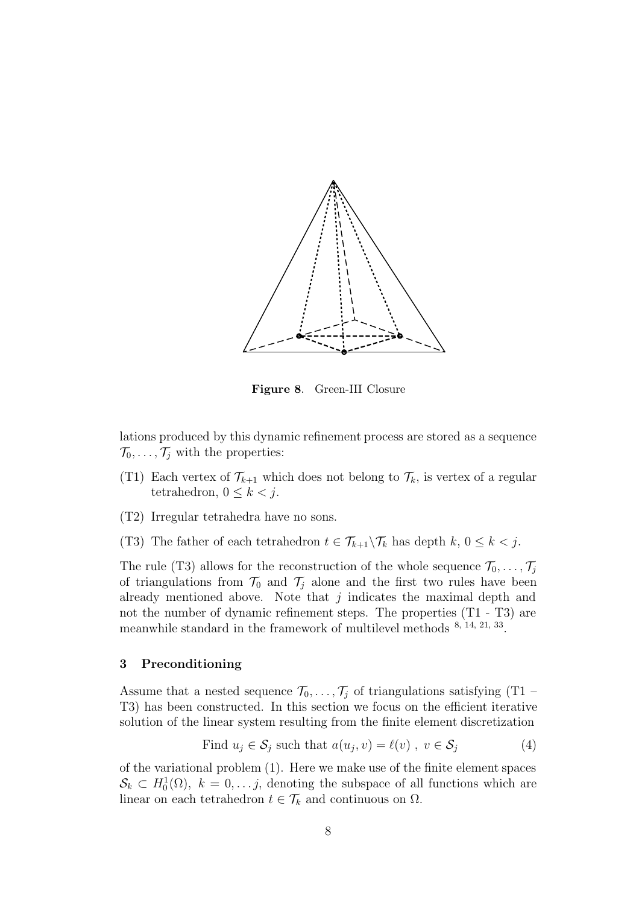**Figure 8**. Green-III Closure

lations produced by this dynamic refinement process are stored as a sequence $\mathcal{T}_0, \ldots, \mathcal{T}_j$ with the properties:

(T1) Each vertex of $\mathcal{T}_{k+1}$ which does not belong to $\mathcal{T}_k$, is vertex of a regular tetrahedron, $0 \leq k < j$.

(T2) Irregular tetrahedra have no sons.

(T3) The father of each tetrahedron $t \in \mathcal{T}_{k+1} \backslash \mathcal{T}_k$ has depth $k$, $0 \leq k < j$.

The rule (T3) allows for the reconstruction of the whole sequence $\mathcal{T}_0, \ldots, \mathcal{T}_j$ of triangulations from $\mathcal{T}_0$ and $\mathcal{T}_j$ alone and the first two rules have been already mentioned above. Note that $j$ indicates the maximal depth and not the number of dynamic refinement steps. The properties (T1 - T3) are meanwhile standard in the framework of multilevel methods [8, 14, 21, 33].

## 3 Preconditioning

Assume that a nested sequence $\mathcal{T}_0, \ldots, \mathcal{T}_j$ of triangulations satisfying (T1 – T3) has been constructed. In this section we focus on the efficient iterative solution of the linear system resulting from the finite element discretization

$$\text{Find } u_j \in \mathcal{S}_j \text{ such that } a(u_j, v) = \ell(v) \ , \ v \in \mathcal{S}_j \tag{4}$$

of the variational problem (1). Here we make use of the finite element spaces $\mathcal{S}_k \subset H_0^1(\Omega)$, $k = 0, \ldots j$, denoting the subspace of all functions which are linear on each tetrahedron $t \in \mathcal{T}_k$ and continuous on $\Omega$.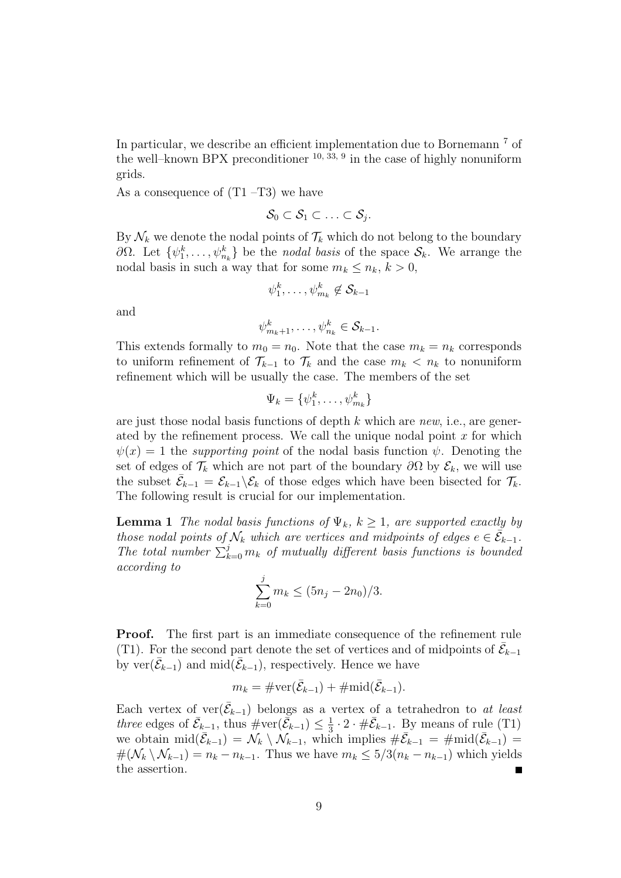In particular, we describe an efficient implementation due to Bornemann [7] of the well–known BPX preconditioner [10, 33, 9] in the case of highly nonuniform grids.

As a consequence of (T1 –T3) we have

$$\mathcal{S}_0 \subset \mathcal{S}_1 \subset \ldots \subset \mathcal{S}_j.$$

By $\mathcal{N}_k$ we denote the nodal points of $\mathcal{T}_k$ which do not belong to the boundary $\partial\Omega$. Let $\{\psi_1^k, \ldots, \psi_{n_k}^k\}$ be the *nodal basis* of the space $\mathcal{S}_k$. We arrange the nodal basis in such a way that for some $m_k \leq n_k$, $k > 0$,

$$\psi_1^k, \ldots, \psi_{m_k}^k \notin \mathcal{S}_{k-1}$$

and

$$\psi_{m_k+1}^k, \ldots, \psi_{n_k}^k \in \mathcal{S}_{k-1}.$$

This extends formally to $m_0 = n_0$. Note that the case $m_k = n_k$ corresponds to uniform refinement of $\mathcal{T}_{k-1}$ to $\mathcal{T}_k$ and the case $m_k < n_k$ to nonuniform refinement which will be usually the case. The members of the set

$$\Psi_k = \{\psi_1^k, \ldots, \psi_{m_k}^k\}$$

are just those nodal basis functions of depth $k$ which are *new*, i.e., are generated by the refinement process. We call the unique nodal point $x$ for which $\psi(x) = 1$ the *supporting point* of the nodal basis function $\psi$. Denoting the set of edges of $\mathcal{T}_k$ which are not part of the boundary $\partial\Omega$ by $\mathcal{E}_k$, we will use the subset $\bar{\mathcal{E}}_{k-1} = \mathcal{E}_{k-1} \backslash \mathcal{E}_k$ of those edges which have been bisected for $\mathcal{T}_k$. The following result is crucial for our implementation.

**Lemma 1** *The nodal basis functions of $\Psi_k$, $k \geq 1$, are supported exactly by those nodal points of $\mathcal{N}_k$ which are vertices and midpoints of edges $e \in \bar{\mathcal{E}}_{k-1}$. The total number $\sum_{k=0}^{j} m_k$ of mutually different basis functions is bounded according to*

$$\sum_{k=0}^{j} m_k \leq (5n_j - 2n_0)/3.$$

**Proof.** The first part is an immediate consequence of the refinement rule (T1). For the second part denote the set of vertices and of midpoints of $\bar{\mathcal{E}}_{k-1}$ by $\mathrm{ver}(\bar{\mathcal{E}}_{k-1})$ and $\mathrm{mid}(\bar{\mathcal{E}}_{k-1})$, respectively. Hence we have

$$m_k = \#\mathrm{ver}(\bar{\mathcal{E}}_{k-1}) + \#\mathrm{mid}(\bar{\mathcal{E}}_{k-1}).$$

Each vertex of $\mathrm{ver}(\bar{\mathcal{E}}_{k-1})$ belongs as a vertex of a tetrahedron to *at least three* edges of $\bar{\mathcal{E}}_{k-1}$, thus $\#\mathrm{ver}(\bar{\mathcal{E}}_{k-1}) \leq \frac{1}{3} \cdot 2 \cdot \#\bar{\mathcal{E}}_{k-1}$. By means of rule (T1) we obtain $\mathrm{mid}(\bar{\mathcal{E}}_{k-1}) = \mathcal{N}_k \setminus \mathcal{N}_{k-1}$, which implies $\#\bar{\mathcal{E}}_{k-1} = \#\mathrm{mid}(\bar{\mathcal{E}}_{k-1}) = \#(\mathcal{N}_k \setminus \mathcal{N}_{k-1}) = n_k - n_{k-1}$. Thus we have $m_k \leq 5/3(n_k - n_{k-1})$ which yields the assertion. ∎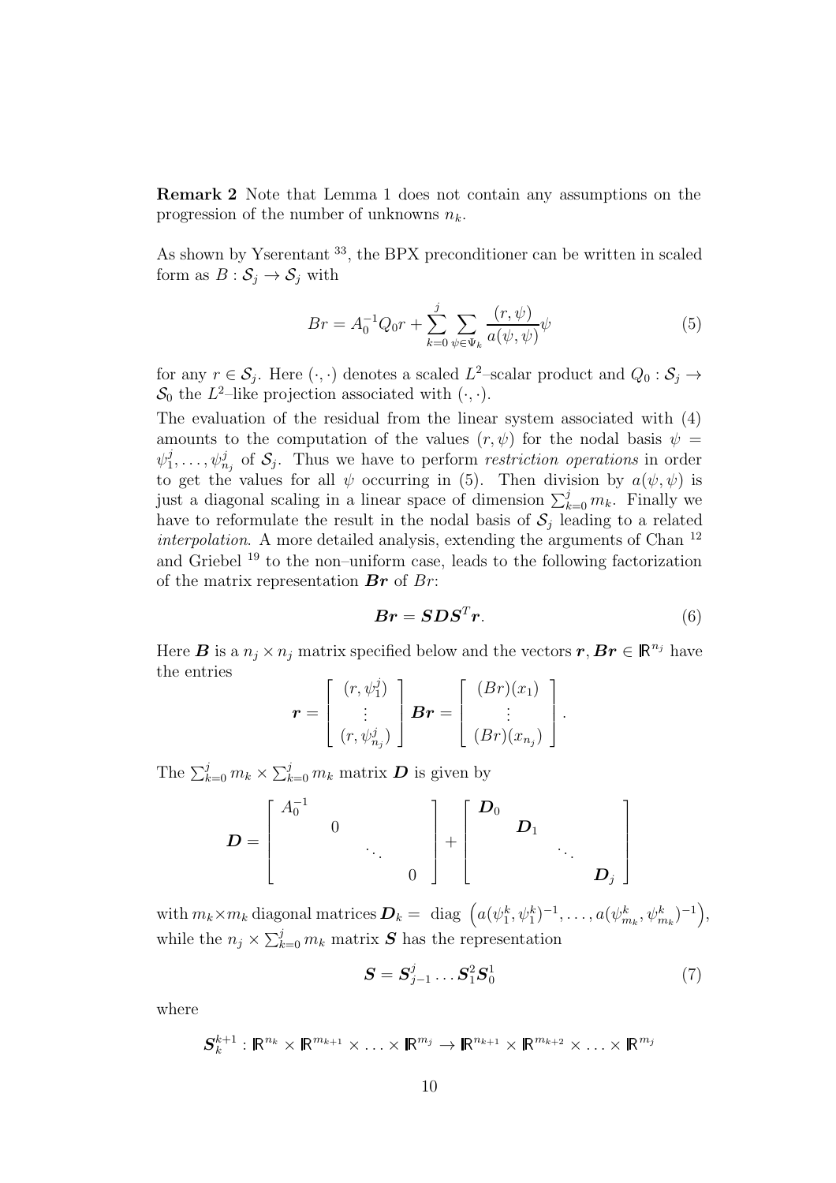**Remark 2** Note that Lemma 1 does not contain any assumptions on the progression of the number of unknowns $n_k$.

As shown by Yserentant [33], the BPX preconditioner can be written in scaled form as $B : \mathcal{S}_j \to \mathcal{S}_j$ with

$$Br = A_0^{-1} Q_0 r + \sum_{k=0}^{j} \sum_{\psi \in \Psi_k} \frac{(r, \psi)}{a(\psi, \psi)} \psi \tag{5}$$

for any $r \in \mathcal{S}_j$. Here $(\cdot, \cdot)$ denotes a scaled $L^2$–scalar product and $Q_0 : \mathcal{S}_j \to \mathcal{S}_0$ the $L^2$–like projection associated with $(\cdot, \cdot)$.

The evaluation of the residual from the linear system associated with (4) amounts to the computation of the values $(r, \psi)$ for the nodal basis $\psi = \psi_1^j, \ldots, \psi_{n_j}^j$ of $\mathcal{S}_j$. Thus we have to perform *restriction operations* in order to get the values for all $\psi$ occurring in (5). Then division by $a(\psi, \psi)$ is just a diagonal scaling in a linear space of dimension $\sum_{k=0}^{j} m_k$. Finally we have to reformulate the result in the nodal basis of $\mathcal{S}_j$ leading to a related *interpolation*. A more detailed analysis, extending the arguments of Chan [12] and Griebel [19] to the non–uniform case, leads to the following factorization of the matrix representation $\boldsymbol{Br}$ of $Br$:

$$\boldsymbol{Br} = \boldsymbol{S} \boldsymbol{D} \boldsymbol{S}^T \boldsymbol{r}. \tag{6}$$

Here $\boldsymbol{B}$ is a $n_j \times n_j$ matrix specified below and the vectors $\boldsymbol{r}, \boldsymbol{Br} \in \mathbb{R}^{n_j}$ have the entries

$$\boldsymbol{r} = \begin{bmatrix} (r, \psi_1^j) \\ \vdots \\ (r, \psi_{n_j}^j) \end{bmatrix} \quad \boldsymbol{Br} = \begin{bmatrix} (Br)(x_1) \\ \vdots \\ (Br)(x_{n_j}) \end{bmatrix}.$$

The $\sum_{k=0}^{j} m_k \times \sum_{k=0}^{j} m_k$ matrix $\boldsymbol{D}$ is given by

$$\boldsymbol{D} = \begin{bmatrix} A_0^{-1} & & & \\ & 0 & & \\ & & \ddots & \\ & & & 0 \end{bmatrix} + \begin{bmatrix} \boldsymbol{D}_0 & & & \\ & \boldsymbol{D}_1 & & \\ & & \ddots & \\ & & & \boldsymbol{D}_j \end{bmatrix}$$

with $m_k \times m_k$ diagonal matrices $\boldsymbol{D}_k = \text{ diag } \left( a(\psi_1^k, \psi_1^k)^{-1}, \ldots, a(\psi_{m_k}^k, \psi_{m_k}^k)^{-1} \right)$, while the $n_j \times \sum_{k=0}^{j} m_k$ matrix $\boldsymbol{S}$ has the representation

$$\boldsymbol{S} = \boldsymbol{S}_{j-1}^j \ldots \boldsymbol{S}_1^2 \boldsymbol{S}_0^1 \tag{7}$$

where

$$\boldsymbol{S}_k^{k+1} : \mathbb{R}^{n_k} \times \mathbb{R}^{m_{k+1}} \times \ldots \times \mathbb{R}^{m_j} \to \mathbb{R}^{n_{k+1}} \times \mathbb{R}^{m_{k+2}} \times \ldots \times \mathbb{R}^{m_j}$$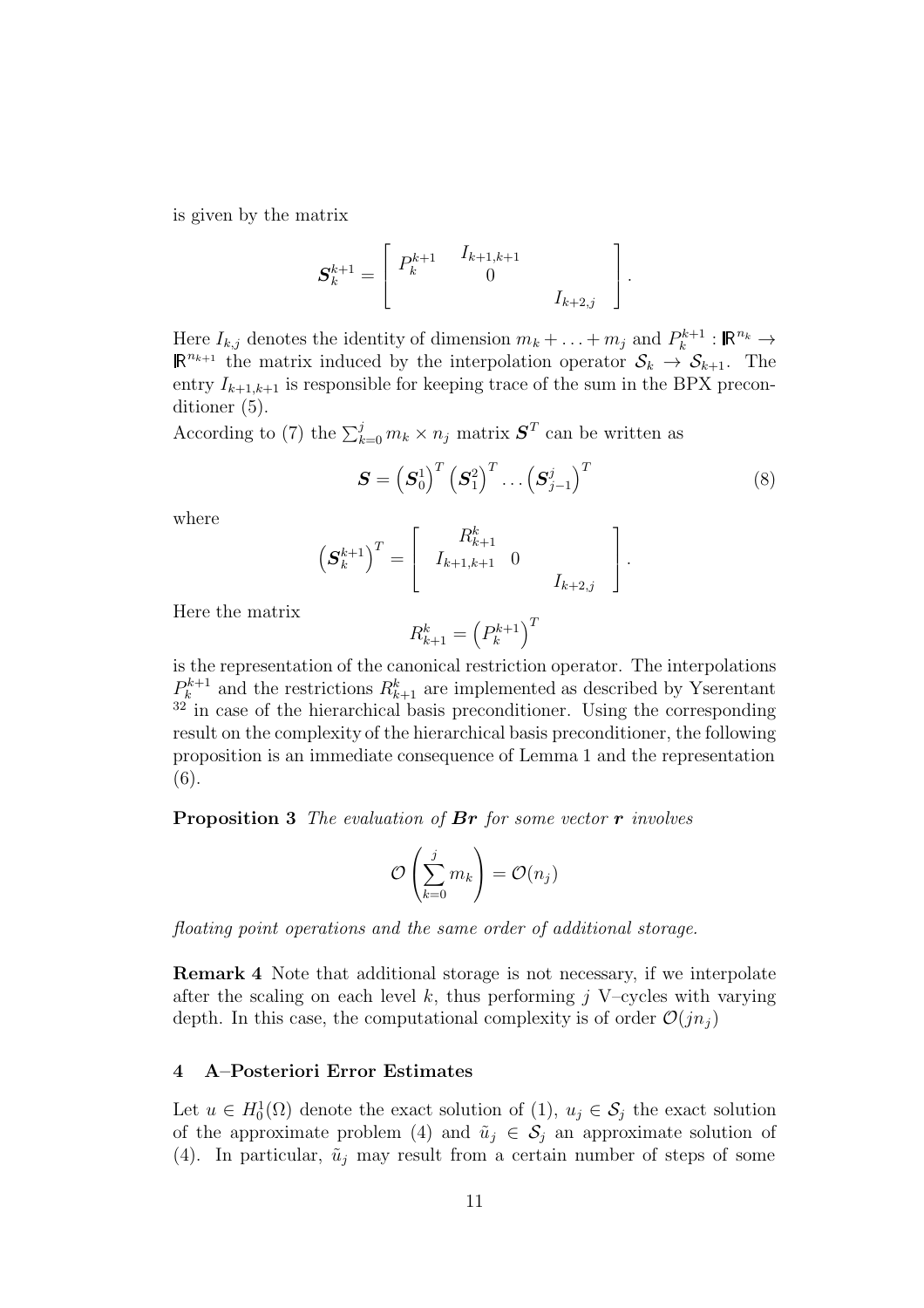is given by the matrix

$$\boldsymbol{S}_k^{k+1} = \begin{bmatrix} P_k^{k+1} & \begin{matrix} I_{k+1,k+1} \\ 0 \end{matrix} & \\ & & I_{k+2,j} \end{bmatrix}.$$

Here $I_{k,j}$ denotes the identity of dimension $m_k + \ldots + m_j$ and $P_k^{k+1} : \mathbb{R}^{n_k} \to \mathbb{R}^{n_{k+1}}$ the matrix induced by the interpolation operator $\mathcal{S}_k \to \mathcal{S}_{k+1}$. The entry $I_{k+1,k+1}$ is responsible for keeping trace of the sum in the BPX preconditioner (5).

According to (7) the $\sum_{k=0}^{j} m_k \times n_j$ matrix $\boldsymbol{S}^T$ can be written as

$$\boldsymbol{S} = \left(\boldsymbol{S}_0^1\right)^T \left(\boldsymbol{S}_1^2\right)^T \ldots \left(\boldsymbol{S}_{j-1}^j\right)^T \tag{8}$$

where

$$\left(\boldsymbol{S}_k^{k+1}\right)^T = \begin{bmatrix} \begin{matrix} R_{k+1}^k \\ I_{k+1,k+1} \quad 0 \end{matrix} & \\ & I_{k+2,j} \end{bmatrix}.$$

Here the matrix

$$R_{k+1}^k = \left(P_k^{k+1}\right)^T$$

is the representation of the canonical restriction operator. The interpolations $P_k^{k+1}$ and the restrictions $R_{k+1}^k$ are implemented as described by Yserentant [32] in case of the hierarchical basis preconditioner. Using the corresponding result on the complexity of the hierarchical basis preconditioner, the following proposition is an immediate consequence of Lemma 1 and the representation (6).

**Proposition 3** *The evaluation of $\boldsymbol{Br}$ for some vector $\boldsymbol{r}$ involves*

$$\mathcal{O}\left(\sum_{k=0}^{j} m_k\right) = \mathcal{O}(n_j)$$

*floating point operations and the same order of additional storage.*

**Remark 4** Note that additional storage is not necessary, if we interpolate after the scaling on each level $k$, thus performing $j$ V–cycles with varying depth. In this case, the computational complexity is of order $\mathcal{O}(jn_j)$

## 4 A–Posteriori Error Estimates

Let $u \in H_0^1(\Omega)$ denote the exact solution of (1), $u_j \in \mathcal{S}_j$ the exact solution of the approximate problem (4) and $\tilde{u}_j \in \mathcal{S}_j$ an approximate solution of (4). In particular, $\tilde{u}_j$ may result from a certain number of steps of some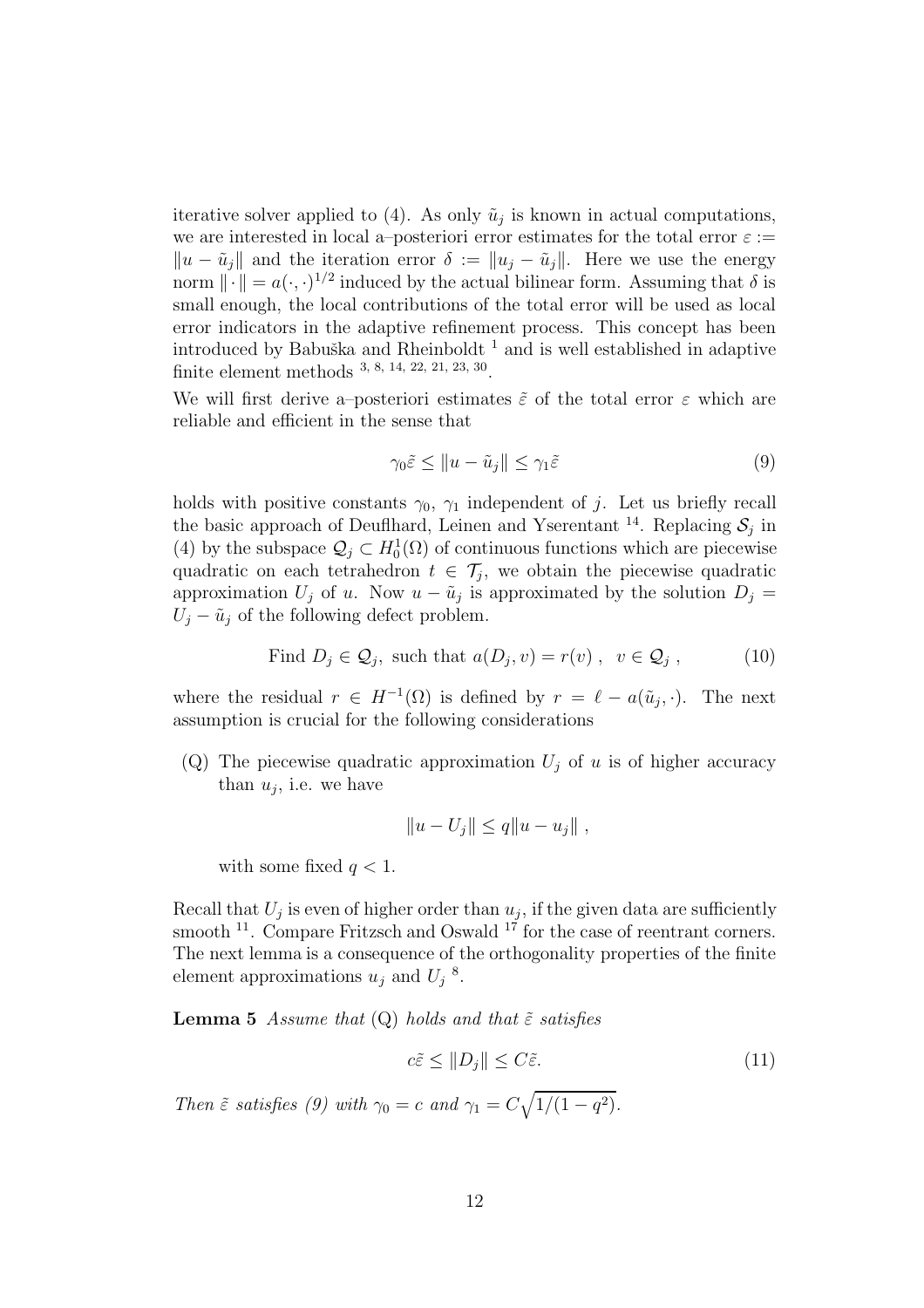iterative solver applied to (4). As only $\tilde{u}_j$ is known in actual computations, we are interested in local a–posteriori error estimates for the total error $\varepsilon := \|u - \tilde{u}_j\|$ and the iteration error $\delta := \|u_j - \tilde{u}_j\|$. Here we use the energy norm $\|\cdot\| = a(\cdot,\cdot)^{1/2}$ induced by the actual bilinear form. Assuming that $\delta$ is small enough, the local contributions of the total error will be used as local error indicators in the adaptive refinement process. This concept has been introduced by Babuška and Rheinboldt [1] and is well established in adaptive finite element methods [3, 8, 14, 22, 21, 23, 30].

We will first derive a–posteriori estimates $\tilde{\varepsilon}$ of the total error $\varepsilon$ which are reliable and efficient in the sense that

$$\gamma_0 \tilde{\varepsilon} \leq \|u - \tilde{u}_j\| \leq \gamma_1 \tilde{\varepsilon} \tag{9}$$

holds with positive constants $\gamma_0$, $\gamma_1$ independent of $j$. Let us briefly recall the basic approach of Deuflhard, Leinen and Yserentant [14]. Replacing $\mathcal{S}_j$ in (4) by the subspace $\mathcal{Q}_j \subset H_0^1(\Omega)$ of continuous functions which are piecewise quadratic on each tetrahedron $t \in \mathcal{T}_j$, we obtain the piecewise quadratic approximation $U_j$ of $u$. Now $u - \tilde{u}_j$ is approximated by the solution $D_j = U_j - \tilde{u}_j$ of the following defect problem.

$$\text{Find } D_j \in \mathcal{Q}_j, \text{ such that } a(D_j, v) = r(v)\ , \quad v \in \mathcal{Q}_j\ , \tag{10}$$

where the residual $r \in H^{-1}(\Omega)$ is defined by $r = \ell - a(\tilde{u}_j, \cdot)$. The next assumption is crucial for the following considerations

(Q) The piecewise quadratic approximation $U_j$ of $u$ is of higher accuracy than $u_j$, i.e. we have

$$\|u - U_j\| \leq q\|u - u_j\|\ ,$$

with some fixed $q < 1$.

Recall that $U_j$ is even of higher order than $u_j$, if the given data are sufficiently smooth [11]. Compare Fritzsch and Oswald [17] for the case of reentrant corners. The next lemma is a consequence of the orthogonality properties of the finite element approximations $u_j$ and $U_j$ [8].

**Lemma 5** *Assume that* (Q) *holds and that* $\tilde{\varepsilon}$ *satisfies*

$$c\tilde{\varepsilon} \leq \|D_j\| \leq C\tilde{\varepsilon}. \tag{11}$$

*Then* $\tilde{\varepsilon}$ *satisfies (9) with* $\gamma_0 = c$ *and* $\gamma_1 = C\sqrt{1/(1-q^2)}$.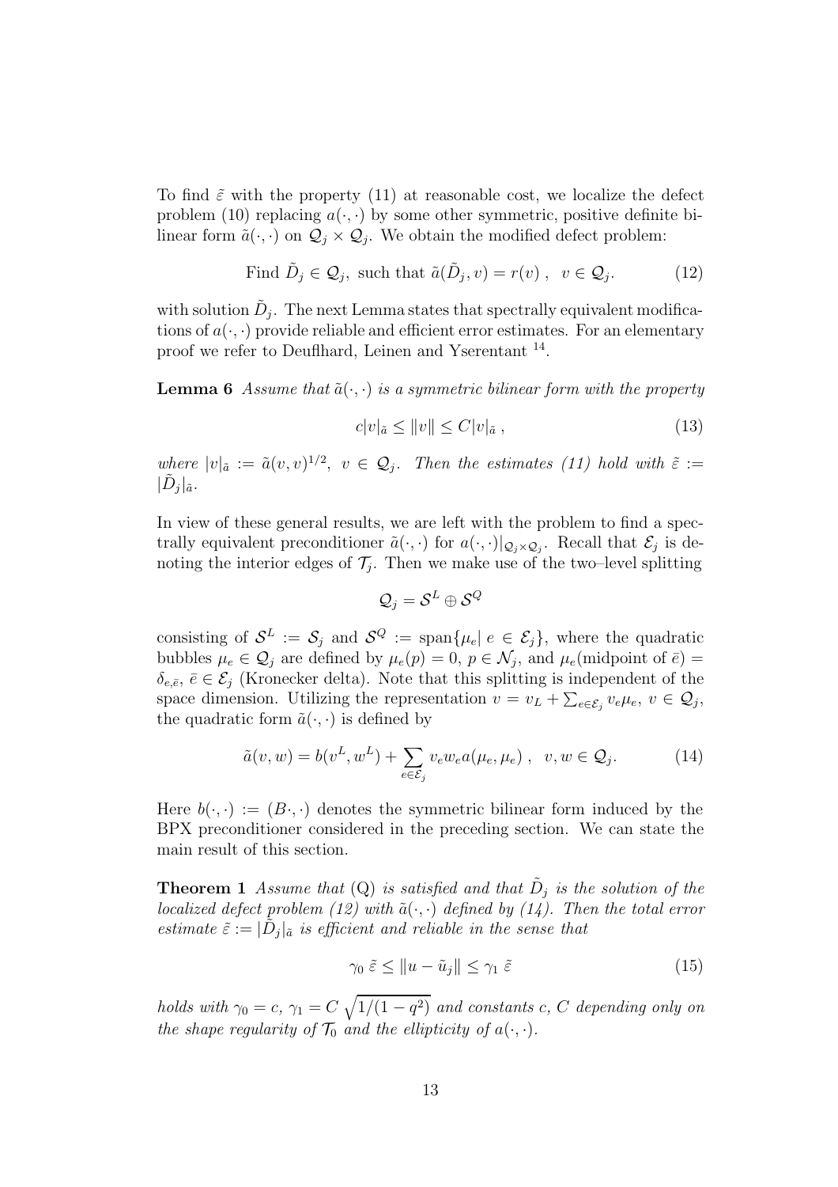To find $\tilde{\varepsilon}$ with the property (11) at reasonable cost, we localize the defect problem (10) replacing $a(\cdot,\cdot)$ by some other symmetric, positive definite bilinear form $\tilde{a}(\cdot,\cdot)$ on $\mathcal{Q}_j \times \mathcal{Q}_j$. We obtain the modified defect problem:

$$
\text{Find } \tilde{D}_j \in \mathcal{Q}_j, \text{ such that } \tilde{a}(\tilde{D}_j, v) = r(v) \,, \quad v \in \mathcal{Q}_j. \tag{12}
$$

with solution $\tilde{D}_j$. The next Lemma states that spectrally equivalent modifications of $a(\cdot,\cdot)$ provide reliable and efficient error estimates. For an elementary proof we refer to Deuflhard, Leinen and Yserentant [14].

**Lemma 6** *Assume that $\tilde{a}(\cdot,\cdot)$ is a symmetric bilinear form with the property*

$$
c|v|_{\tilde{a}} \leq \|v\| \leq C|v|_{\tilde{a}} \,, \tag{13}
$$

*where $|v|_{\tilde{a}} := \tilde{a}(v,v)^{1/2}$, $v \in \mathcal{Q}_j$. Then the estimates (11) hold with $\tilde{\varepsilon} := |\tilde{D}_j|_{\tilde{a}}$.*

In view of these general results, we are left with the problem to find a spectrally equivalent preconditioner $\tilde{a}(\cdot,\cdot)$ for $a(\cdot,\cdot)|_{\mathcal{Q}_j \times \mathcal{Q}_j}$. Recall that $\mathcal{E}_j$ is denoting the interior edges of $\mathcal{T}_j$. Then we make use of the two–level splitting

$$
\mathcal{Q}_j = \mathcal{S}^L \oplus \mathcal{S}^Q
$$

consisting of $\mathcal{S}^L := \mathcal{S}_j$ and $\mathcal{S}^Q := \text{span}\{\mu_e | \; e \in \mathcal{E}_j\}$, where the quadratic bubbles $\mu_e \in \mathcal{Q}_j$ are defined by $\mu_e(p) = 0$, $p \in \mathcal{N}_j$, and $\mu_e(\text{midpoint of } \bar{e}) = \delta_{e,\bar{e}}$, $\bar{e} \in \mathcal{E}_j$ (Kronecker delta). Note that this splitting is independent of the space dimension. Utilizing the representation $v = v_L + \sum_{e \in \mathcal{E}_j} v_e \mu_e$, $v \in \mathcal{Q}_j$, the quadratic form $\tilde{a}(\cdot,\cdot)$ is defined by

$$
\tilde{a}(v,w) = b(v^L, w^L) + \sum_{e \in \mathcal{E}_j} v_e w_e a(\mu_e, \mu_e) \,, \quad v, w \in \mathcal{Q}_j. \tag{14}
$$

Here $b(\cdot,\cdot) := (B\cdot,\cdot)$ denotes the symmetric bilinear form induced by the BPX preconditioner considered in the preceding section. We can state the main result of this section.

**Theorem 1** *Assume that (Q) is satisfied and that $\tilde{D}_j$ is the solution of the localized defect problem (12) with $\tilde{a}(\cdot,\cdot)$ defined by (14). Then the total error estimate $\tilde{\varepsilon} := |\tilde{D}_j|_{\tilde{a}}$ is efficient and reliable in the sense that*

$$
\gamma_0 \, \tilde{\varepsilon} \leq \|u - \tilde{u}_j\| \leq \gamma_1 \, \tilde{\varepsilon} \tag{15}
$$

*holds with $\gamma_0 = c$, $\gamma_1 = C\sqrt{1/(1-q^2)}$ and constants $c$, $C$ depending only on the shape regularity of $\mathcal{T}_0$ and the ellipticity of $a(\cdot,\cdot)$.*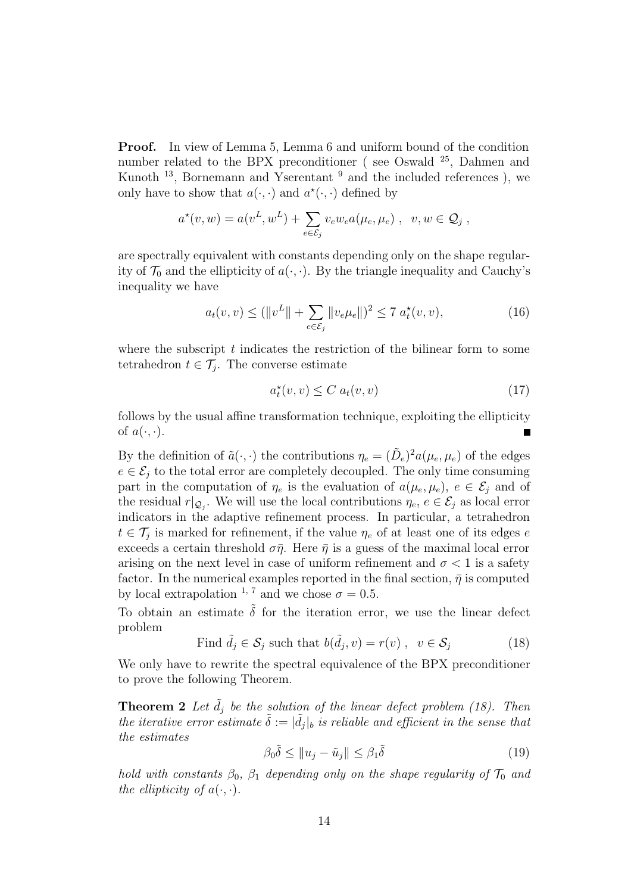**Proof.** In view of Lemma 5, Lemma 6 and uniform bound of the condition number related to the BPX preconditioner ( see Oswald [25], Dahmen and Kunoth [13], Bornemann and Yserentant [9] and the included references ), we only have to show that $a(\cdot,\cdot)$ and $a^\star(\cdot,\cdot)$ defined by

$$a^\star(v,w) = a(v^L, w^L) + \sum_{e\in\mathcal{E}_j} v_e w_e a(\mu_e,\mu_e) \ , \ \ v,w \in \mathcal{Q}_j \ ,$$

are spectrally equivalent with constants depending only on the shape regularity of $\mathcal{T}_0$ and the ellipticity of $a(\cdot,\cdot)$. By the triangle inequality and Cauchy's inequality we have

$$a_t(v,v) \leq (\|v^L\| + \sum_{e\in\mathcal{E}_j} \|v_e\mu_e\|)^2 \leq 7\ a^\star_t(v,v), \tag{16}$$

where the subscript $t$ indicates the restriction of the bilinear form to some tetrahedron $t \in \mathcal{T}_j$. The converse estimate

$$a^\star_t(v,v) \leq C\ a_t(v,v) \tag{17}$$

follows by the usual affine transformation technique, exploiting the ellipticity of $a(\cdot,\cdot)$. ∎

By the definition of $\tilde{a}(\cdot,\cdot)$ the contributions $\eta_e = (\tilde{D}_e)^2 a(\mu_e,\mu_e)$ of the edges $e \in \mathcal{E}_j$ to the total error are completely decoupled. The only time consuming part in the computation of $\eta_e$ is the evaluation of $a(\mu_e,\mu_e)$, $e \in \mathcal{E}_j$ and of the residual $r|_{\mathcal{Q}_j}$. We will use the local contributions $\eta_e$, $e \in \mathcal{E}_j$ as local error indicators in the adaptive refinement process. In particular, a tetrahedron $t \in \mathcal{T}_j$ is marked for refinement, if the value $\eta_e$ of at least one of its edges $e$ exceeds a certain threshold $\sigma\bar{\eta}$. Here $\bar{\eta}$ is a guess of the maximal local error arising on the next level in case of uniform refinement and $\sigma < 1$ is a safety factor. In the numerical examples reported in the final section, $\bar{\eta}$ is computed by local extrapolation [1, 7] and we chose $\sigma = 0.5$.

To obtain an estimate $\tilde{\delta}$ for the iteration error, we use the linear defect problem

$$\text{Find } \tilde{d}_j \in \mathcal{S}_j \text{ such that } b(\tilde{d}_j, v) = r(v) \ , \ \ v \in \mathcal{S}_j \tag{18}$$

We only have to rewrite the spectral equivalence of the BPX preconditioner to prove the following Theorem.

**Theorem 2** *Let $\tilde{d}_j$ be the solution of the linear defect problem (18). Then the iterative error estimate $\tilde{\delta} := |\tilde{d}_j|_b$ is reliable and efficient in the sense that the estimates*

$$\beta_0\tilde{\delta} \leq \|u_j - \tilde{u}_j\| \leq \beta_1\tilde{\delta} \tag{19}$$

*hold with constants $\beta_0$, $\beta_1$ depending only on the shape regularity of $\mathcal{T}_0$ and the ellipticity of $a(\cdot,\cdot)$.*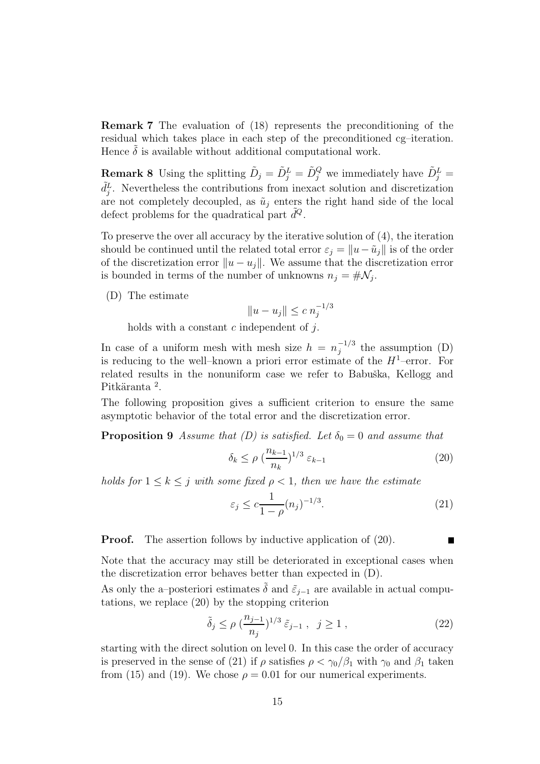**Remark 7** The evaluation of (18) represents the preconditioning of the residual which takes place in each step of the preconditioned cg–iteration. Hence $\tilde{\delta}$ is available without additional computational work.

**Remark 8** Using the splitting $\tilde{D}_j = \tilde{D}_j^L = \tilde{D}_j^Q$ we immediately have $\tilde{D}_j^L = \tilde{d}_j^L$. Nevertheless the contributions from inexact solution and discretization are not completely decoupled, as $\tilde{u}_j$ enters the right hand side of the local defect problems for the quadratical part $\tilde{d}^Q$.

To preserve the over all accuracy by the iterative solution of (4), the iteration should be continued until the related total error $\varepsilon_j = \|u - \tilde{u}_j\|$ is of the order of the discretization error $\|u - u_j\|$. We assume that the discretization error is bounded in terms of the number of unknowns $n_j = \#\mathcal{N}_j$.

(D) The estimate

$$\|u - u_j\| \le c\, n_j^{-1/3}$$

holds with a constant $c$ independent of $j$.

In case of a uniform mesh with mesh size $h = n_j^{-1/3}$ the assumption (D) is reducing to the well–known a priori error estimate of the $H^1$–error. For related results in the nonuniform case we refer to Babuška, Kellogg and Pitkäranta [2].

The following proposition gives a sufficient criterion to ensure the same asymptotic behavior of the total error and the discretization error.

**Proposition 9** *Assume that (D) is satisfied. Let $\delta_0 = 0$ and assume that*

$$\delta_k \le \rho\, (\frac{n_{k-1}}{n_k})^{1/3}\, \varepsilon_{k-1} \tag{20}$$

*holds for $1 \le k \le j$ with some fixed $\rho < 1$, then we have the estimate*

$$\varepsilon_j \le c\frac{1}{1-\rho}(n_j)^{-1/3}. \tag{21}$$

**Proof.** The assertion follows by inductive application of (20). ∎

Note that the accuracy may still be deteriorated in exceptional cases when the discretization error behaves better than expected in (D).

As only the a–posteriori estimates $\tilde{\delta}$ and $\tilde{\varepsilon}_{j-1}$ are available in actual computations, we replace (20) by the stopping criterion

$$\tilde{\delta}_j \le \rho\, (\frac{n_{j-1}}{n_j})^{1/3}\, \tilde{\varepsilon}_{j-1}\;, \;\; j \ge 1\;, \tag{22}$$

starting with the direct solution on level 0. In this case the order of accuracy is preserved in the sense of (21) if $\rho$ satisfies $\rho < \gamma_0/\beta_1$ with $\gamma_0$ and $\beta_1$ taken from (15) and (19). We chose $\rho = 0.01$ for our numerical experiments.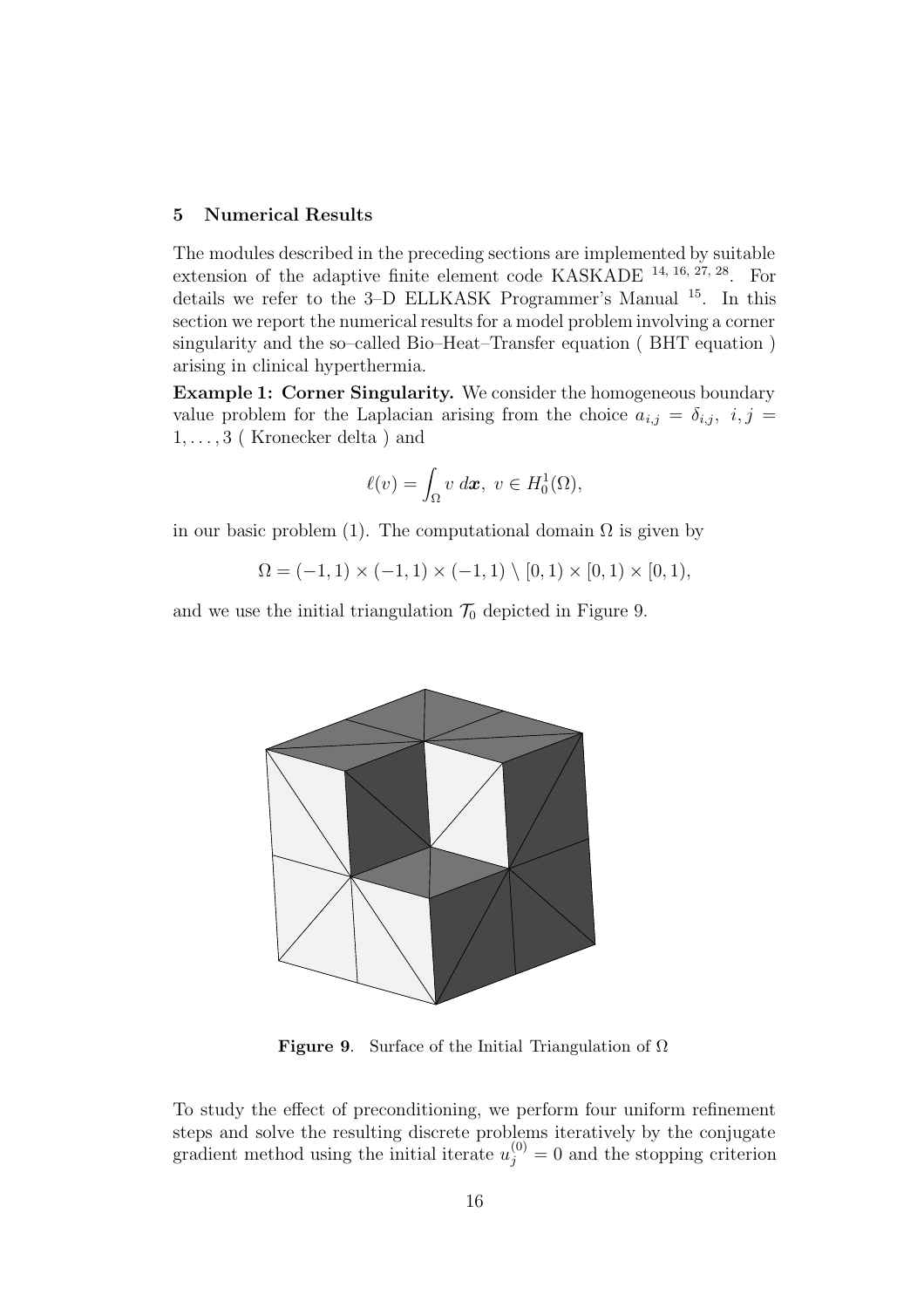## 5 Numerical Results

The modules described in the preceding sections are implemented by suitable extension of the adaptive finite element code KASKADE [14, 16, 27, 28]. For details we refer to the 3–D ELLKASK Programmer's Manual [15]. In this section we report the numerical results for a model problem involving a corner singularity and the so–called Bio–Heat–Transfer equation ( BHT equation ) arising in clinical hyperthermia.

**Example 1: Corner Singularity.** We consider the homogeneous boundary value problem for the Laplacian arising from the choice $a_{i,j} = \delta_{i,j},\ i,j = 1,\ldots,3$ ( Kronecker delta ) and

$$\ell(v) = \int_\Omega v \, d\boldsymbol{x},\ v \in H_0^1(\Omega),$$

in our basic problem (1). The computational domain $\Omega$ is given by

$$\Omega = (-1,1) \times (-1,1) \times (-1,1) \setminus [0,1) \times [0,1) \times [0,1),$$

and we use the initial triangulation $\mathcal{T}_0$ depicted in Figure 9.

**Figure 9**. Surface of the Initial Triangulation of $\Omega$

To study the effect of preconditioning, we perform four uniform refinement steps and solve the resulting discrete problems iteratively by the conjugate gradient method using the initial iterate $u_j^{(0)} = 0$ and the stopping criterion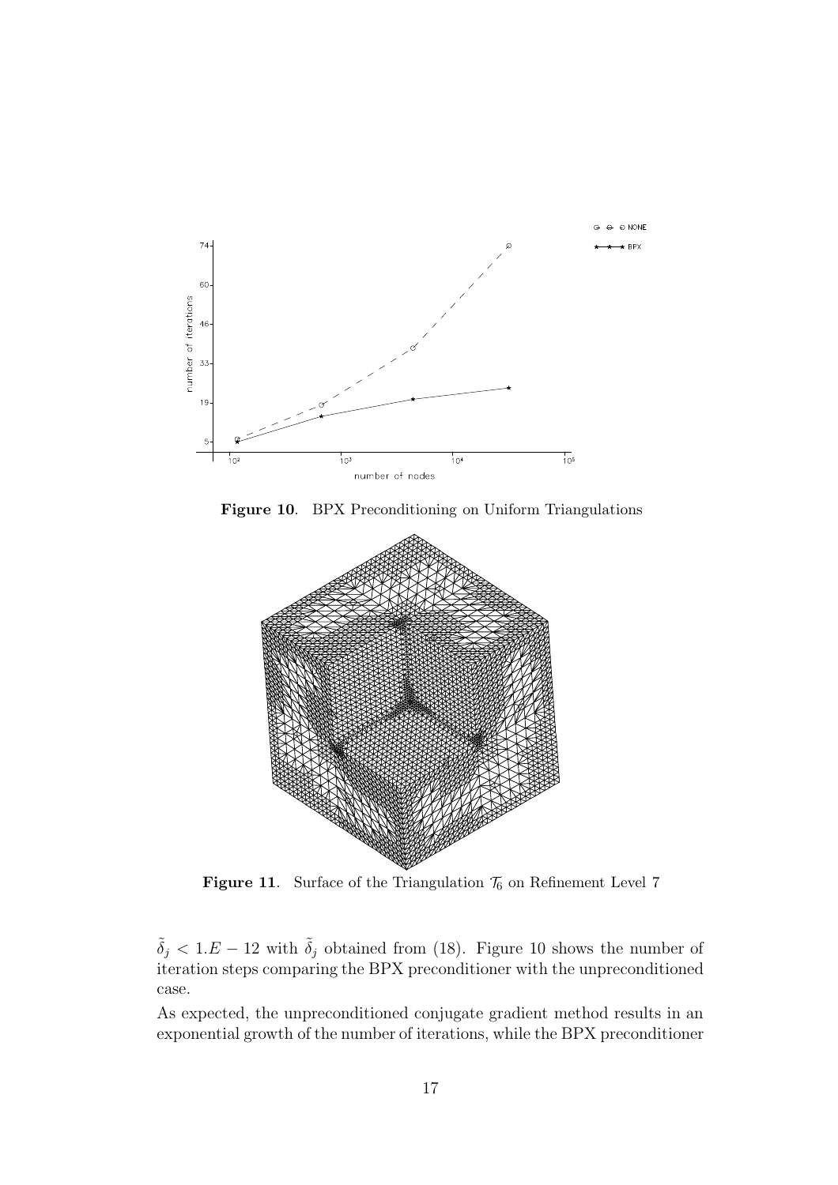**Figure 10**. BPX Preconditioning on Uniform Triangulations

**Figure 11**. Surface of the Triangulation $\mathcal{T}_6$ on Refinement Level 7

$\tilde{\tilde{\delta}}_j < 1.E-12$ with $\tilde{\delta}_j$ obtained from (18). Figure 10 shows the number of iteration steps comparing the BPX preconditioner with the unpreconditioned case.

As expected, the unpreconditioned conjugate gradient method results in an exponential growth of the number of iterations, while the BPX preconditioner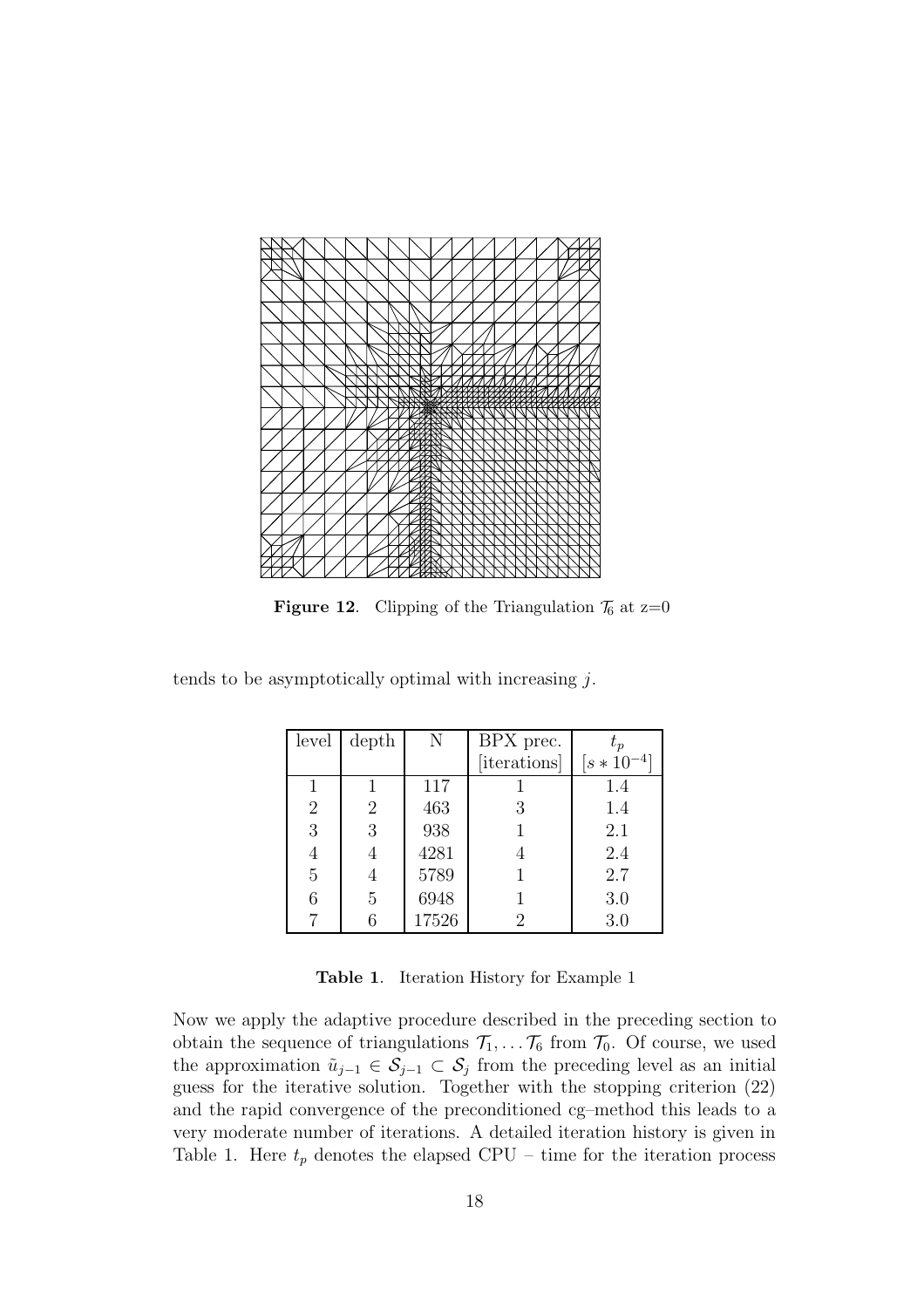**Figure 12**. Clipping of the Triangulation $\mathcal{T}_6$ at z=0

tends to be asymptotically optimal with increasing $j$.

| level | depth | N | BPX prec. [iterations] | $t_p$ $[s * 10^{-4}]$ |
|---|---|---|---|---|
| 1 | 1 | 117 | 1 | 1.4 |
| 2 | 2 | 463 | 3 | 1.4 |
| 3 | 3 | 938 | 1 | 2.1 |
| 4 | 4 | 4281 | 4 | 2.4 |
| 5 | 4 | 5789 | 1 | 2.7 |
| 6 | 5 | 6948 | 1 | 3.0 |
| 7 | 6 | 17526 | 2 | 3.0 |

**Table 1**. Iteration History for Example 1

Now we apply the adaptive procedure described in the preceding section to obtain the sequence of triangulations $\mathcal{T}_1, \ldots \mathcal{T}_6$ from $\mathcal{T}_0$. Of course, we used the approximation $\tilde{u}_{j-1} \in \mathcal{S}_{j-1} \subset \mathcal{S}_j$ from the preceding level as an initial guess for the iterative solution. Together with the stopping criterion (22) and the rapid convergence of the preconditioned cg–method this leads to a very moderate number of iterations. A detailed iteration history is given in Table 1. Here $t_p$ denotes the elapsed CPU – time for the iteration process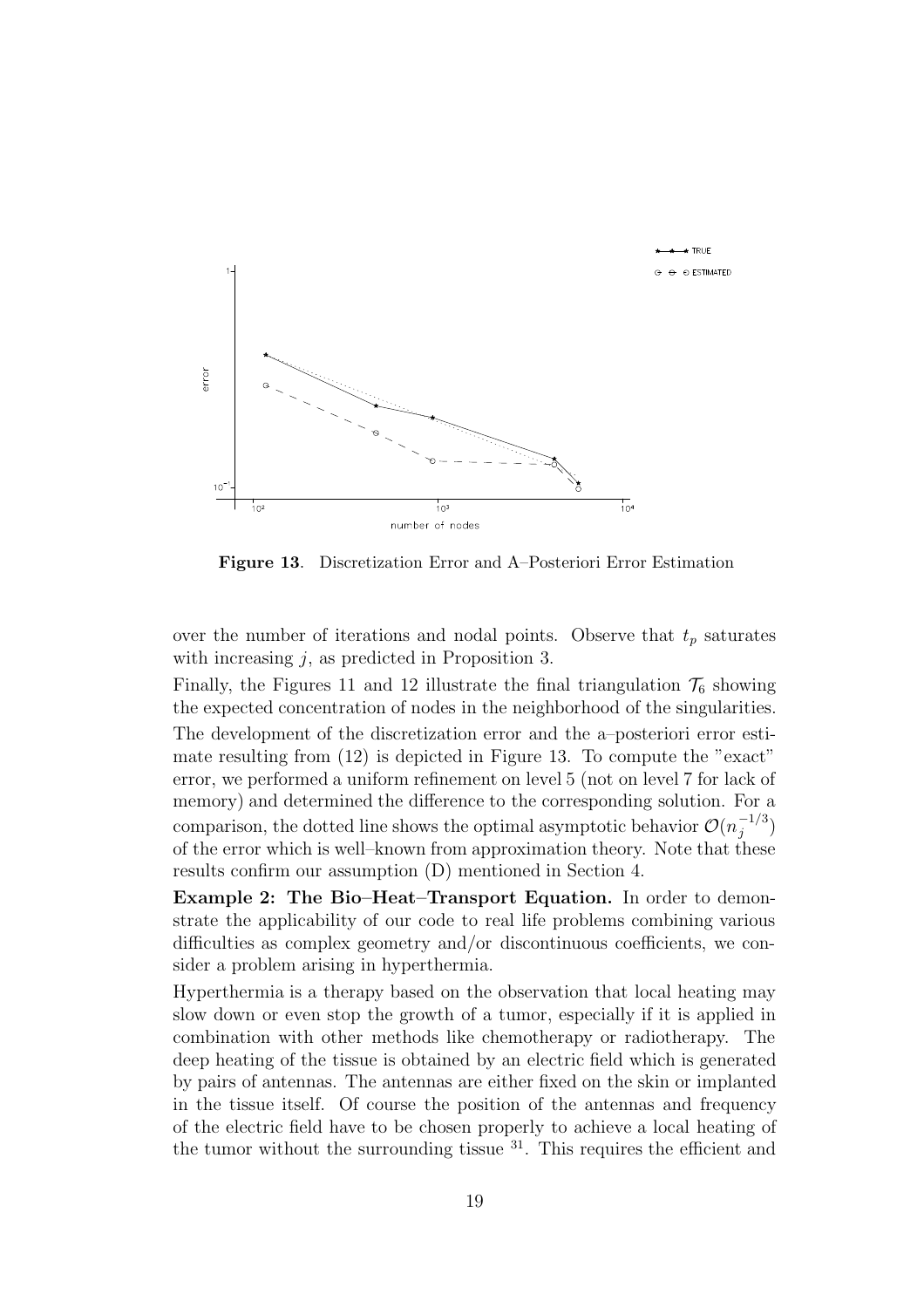**Figure 13**. Discretization Error and A–Posteriori Error Estimation

over the number of iterations and nodal points. Observe that $t_p$ saturates with increasing $j$, as predicted in Proposition 3.

Finally, the Figures 11 and 12 illustrate the final triangulation $\mathcal{T}_6$ showing the expected concentration of nodes in the neighborhood of the singularities.

The development of the discretization error and the a–posteriori error estimate resulting from (12) is depicted in Figure 13. To compute the "exact" error, we performed a uniform refinement on level 5 (not on level 7 for lack of memory) and determined the difference to the corresponding solution. For a comparison, the dotted line shows the optimal asymptotic behavior $\mathcal{O}(n_j^{-1/3})$ of the error which is well–known from approximation theory. Note that these results confirm our assumption (D) mentioned in Section 4.

**Example 2: The Bio–Heat–Transport Equation.** In order to demonstrate the applicability of our code to real life problems combining various difficulties as complex geometry and/or discontinuous coefficients, we consider a problem arising in hyperthermia.

Hyperthermia is a therapy based on the observation that local heating may slow down or even stop the growth of a tumor, especially if it is applied in combination with other methods like chemotherapy or radiotherapy. The deep heating of the tissue is obtained by an electric field which is generated by pairs of antennas. The antennas are either fixed on the skin or implanted in the tissue itself. Of course the position of the antennas and frequency of the electric field have to be chosen properly to achieve a local heating of the tumor without the surrounding tissue [31]. This requires the efficient and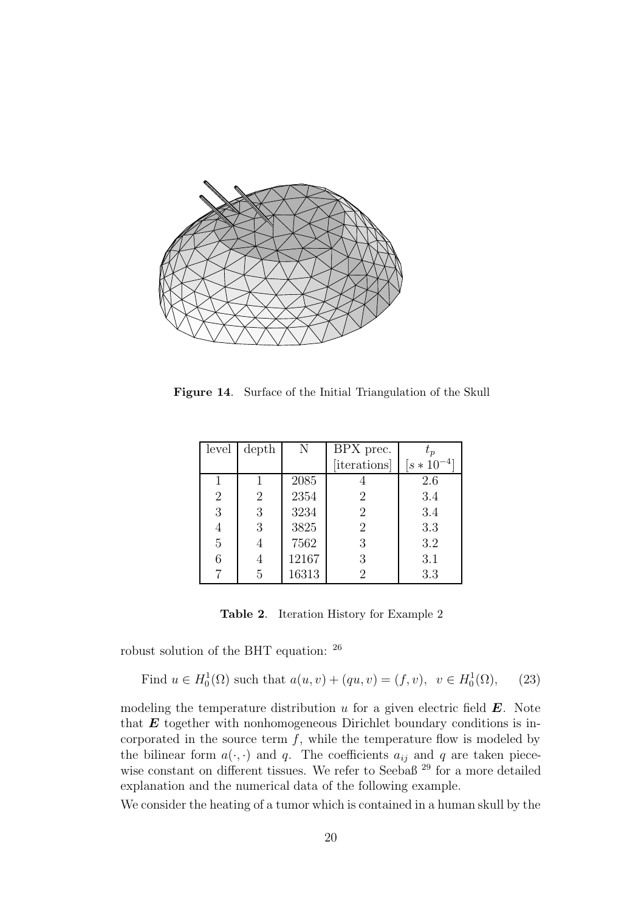**Figure 14**. Surface of the Initial Triangulation of the Skull

| level | depth | N | BPX prec. [iterations] | $t_p$ $[s * 10^{-4}]$ |
|---|---|---|---|---|
| 1 | 1 | 2085 | 4 | 2.6 |
| 2 | 2 | 2354 | 2 | 3.4 |
| 3 | 3 | 3234 | 2 | 3.4 |
| 4 | 3 | 3825 | 2 | 3.3 |
| 5 | 4 | 7562 | 3 | 3.2 |
| 6 | 4 | 12167 | 3 | 3.1 |
| 7 | 5 | 16313 | 2 | 3.3 |

**Table 2**. Iteration History for Example 2

robust solution of the BHT equation: [26]

$$\text{Find } u \in H_0^1(\Omega) \text{ such that } a(u,v) + (qu,v) = (f,v), \;\; v \in H_0^1(\Omega), \qquad (23)$$

modeling the temperature distribution $u$ for a given electric field $\boldsymbol{E}$. Note that $\boldsymbol{E}$ together with nonhomogeneous Dirichlet boundary conditions is incorporated in the source term $f$, while the temperature flow is modeled by the bilinear form $a(\cdot,\cdot)$ and $q$. The coefficients $a_{ij}$ and $q$ are taken piecewise constant on different tissues. We refer to Seebaß [29] for a more detailed explanation and the numerical data of the following example.

We consider the heating of a tumor which is contained in a human skull by the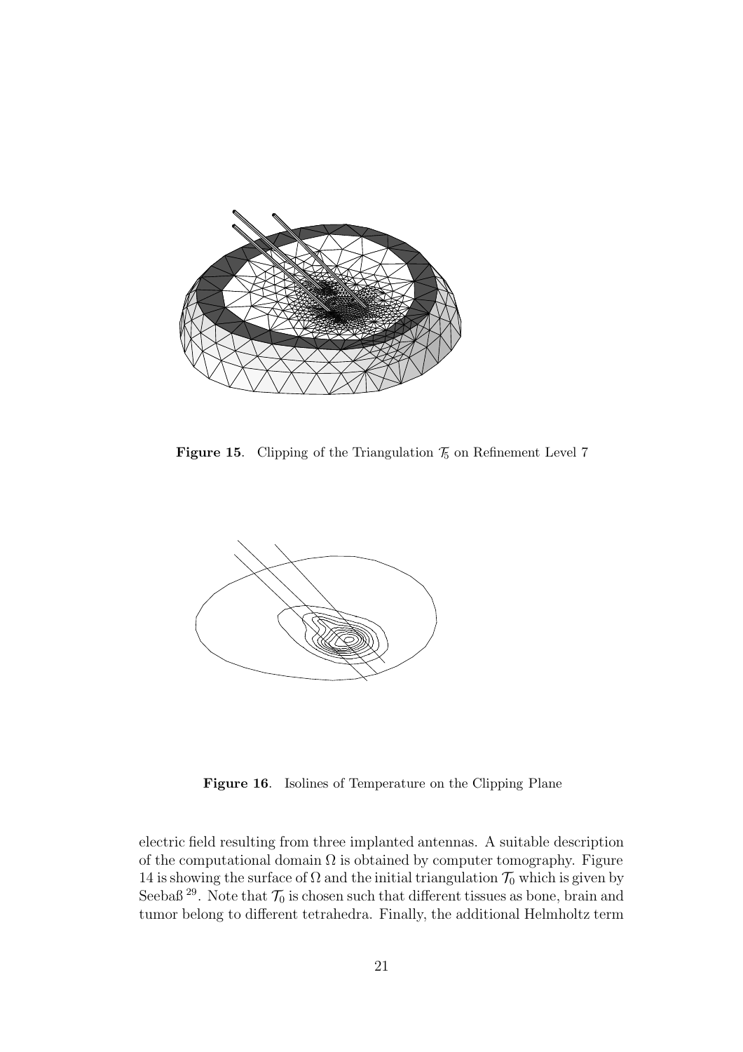**Figure 15**. Clipping of the Triangulation $\mathcal{T}_5$ on Refinement Level 7

**Figure 16**. Isolines of Temperature on the Clipping Plane

electric field resulting from three implanted antennas. A suitable description of the computational domain $\Omega$ is obtained by computer tomography. Figure 14 is showing the surface of $\Omega$ and the initial triangulation $\mathcal{T}_0$ which is given by Seebaß [29]. Note that $\mathcal{T}_0$ is chosen such that different tissues as bone, brain and tumor belong to different tetrahedra. Finally, the additional Helmholtz term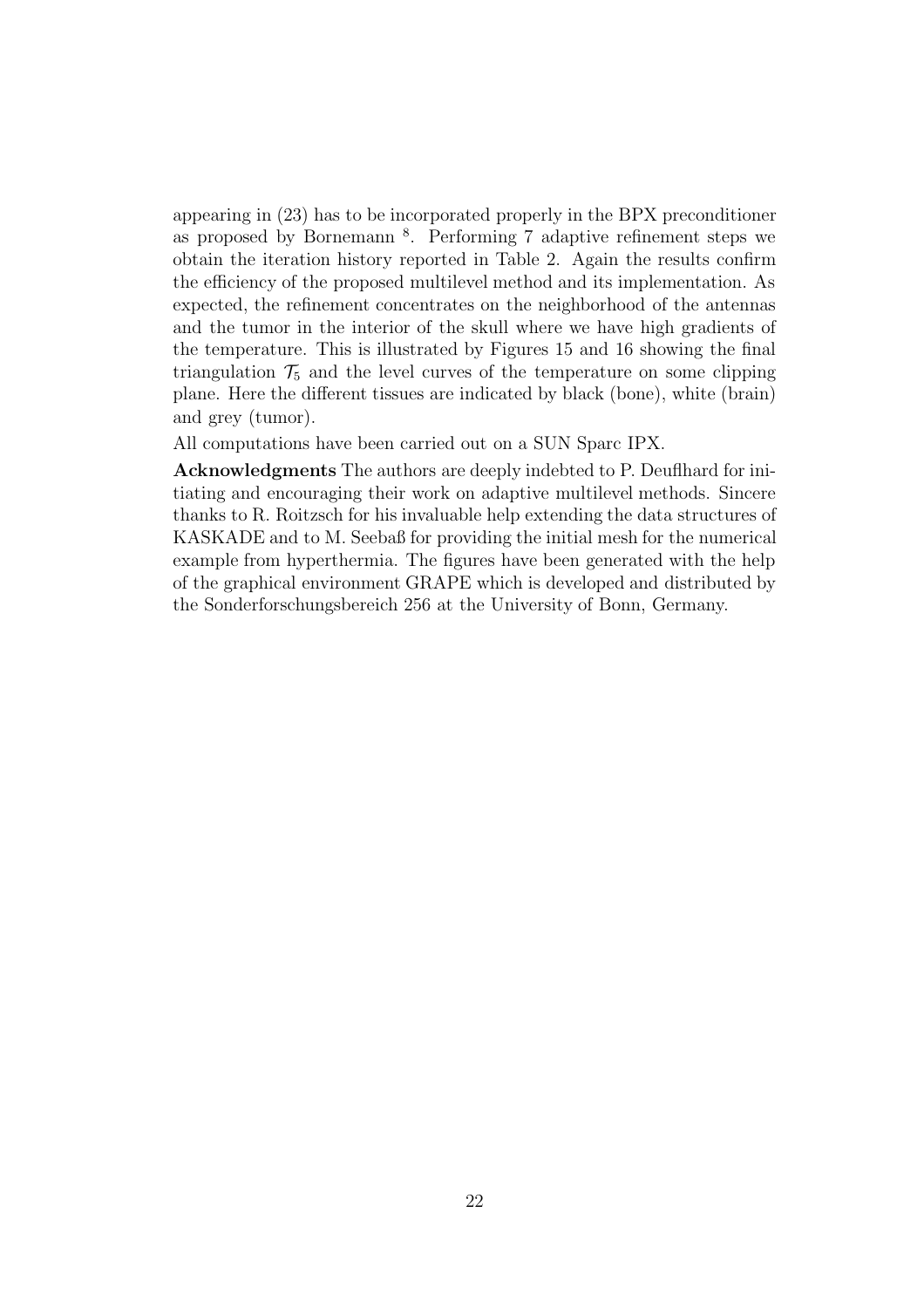appearing in (23) has to be incorporated properly in the BPX preconditioner as proposed by Bornemann [8]. Performing 7 adaptive refinement steps we obtain the iteration history reported in Table 2. Again the results confirm the efficiency of the proposed multilevel method and its implementation. As expected, the refinement concentrates on the neighborhood of the antennas and the tumor in the interior of the skull where we have high gradients of the temperature. This is illustrated by Figures 15 and 16 showing the final triangulation $\mathcal{T}_5$ and the level curves of the temperature on some clipping plane. Here the different tissues are indicated by black (bone), white (brain) and grey (tumor).

All computations have been carried out on a SUN Sparc IPX.

**Acknowledgments** The authors are deeply indebted to P. Deuflhard for initiating and encouraging their work on adaptive multilevel methods. Sincere thanks to R. Roitzsch for his invaluable help extending the data structures of KASKADE and to M. Seebaß for providing the initial mesh for the numerical example from hyperthermia. The figures have been generated with the help of the graphical environment GRAPE which is developed and distributed by the Sonderforschungsbereich 256 at the University of Bonn, Germany.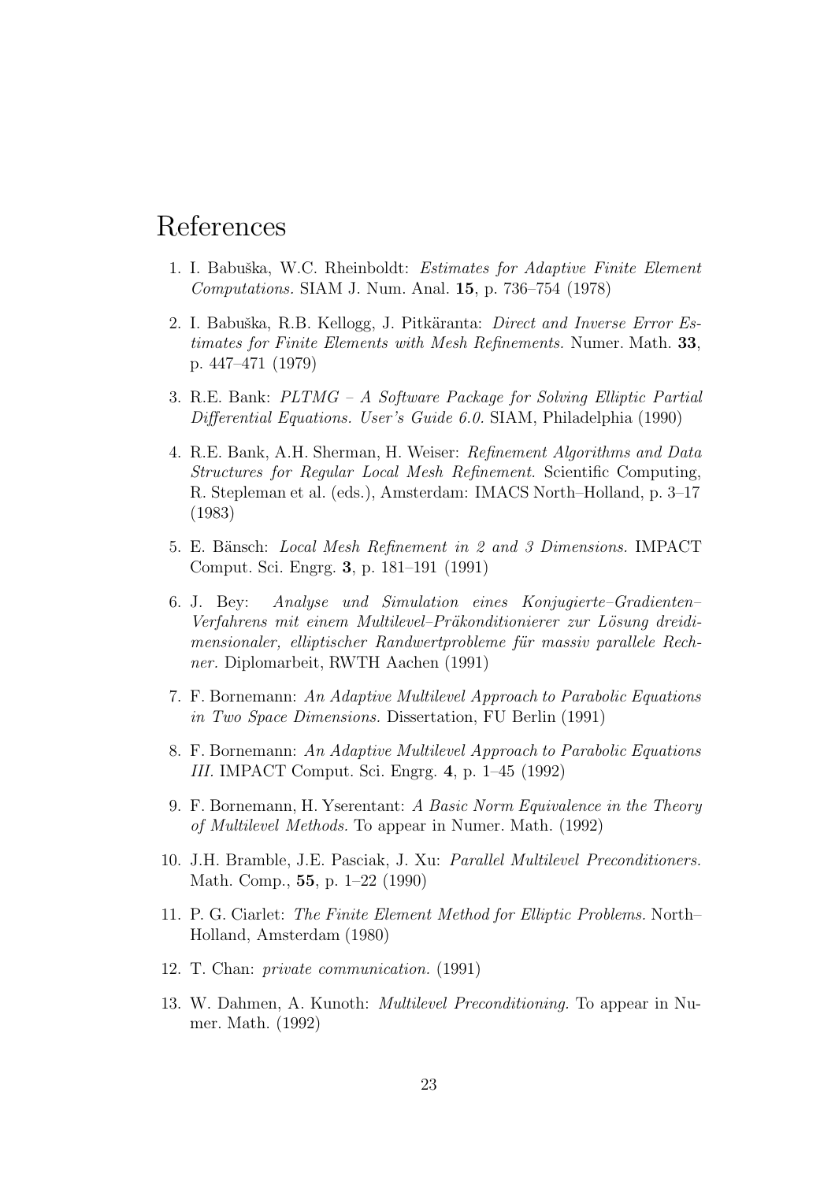# References

1. I. Babuška, W.C. Rheinboldt: *Estimates for Adaptive Finite Element Computations.* SIAM J. Num. Anal. **15**, p. 736–754 (1978)

2. I. Babuška, R.B. Kellogg, J. Pitkäranta: *Direct and Inverse Error Estimates for Finite Elements with Mesh Refinements.* Numer. Math. **33**, p. 447–471 (1979)

3. R.E. Bank: *PLTMG – A Software Package for Solving Elliptic Partial Differential Equations. User's Guide 6.0.* SIAM, Philadelphia (1990)

4. R.E. Bank, A.H. Sherman, H. Weiser: *Refinement Algorithms and Data Structures for Regular Local Mesh Refinement.* Scientific Computing, R. Stepleman et al. (eds.), Amsterdam: IMACS North–Holland, p. 3–17 (1983)

5. E. Bänsch: *Local Mesh Refinement in 2 and 3 Dimensions.* IMPACT Comput. Sci. Engrg. **3**, p. 181–191 (1991)

6. J. Bey: *Analyse und Simulation eines Konjugierte–Gradienten–Verfahrens mit einem Multilevel–Präkonditionierer zur Lösung dreidimensionaler, elliptischer Randwertprobleme für massiv parallele Rechner.* Diplomarbeit, RWTH Aachen (1991)

7. F. Bornemann: *An Adaptive Multilevel Approach to Parabolic Equations in Two Space Dimensions.* Dissertation, FU Berlin (1991)

8. F. Bornemann: *An Adaptive Multilevel Approach to Parabolic Equations III.* IMPACT Comput. Sci. Engrg. **4**, p. 1–45 (1992)

9. F. Bornemann, H. Yserentant: *A Basic Norm Equivalence in the Theory of Multilevel Methods.* To appear in Numer. Math. (1992)

10. J.H. Bramble, J.E. Pasciak, J. Xu: *Parallel Multilevel Preconditioners.* Math. Comp., **55**, p. 1–22 (1990)

11. P. G. Ciarlet: *The Finite Element Method for Elliptic Problems.* North–Holland, Amsterdam (1980)

12. T. Chan: *private communication.* (1991)

13. W. Dahmen, A. Kunoth: *Multilevel Preconditioning.* To appear in Numer. Math. (1992)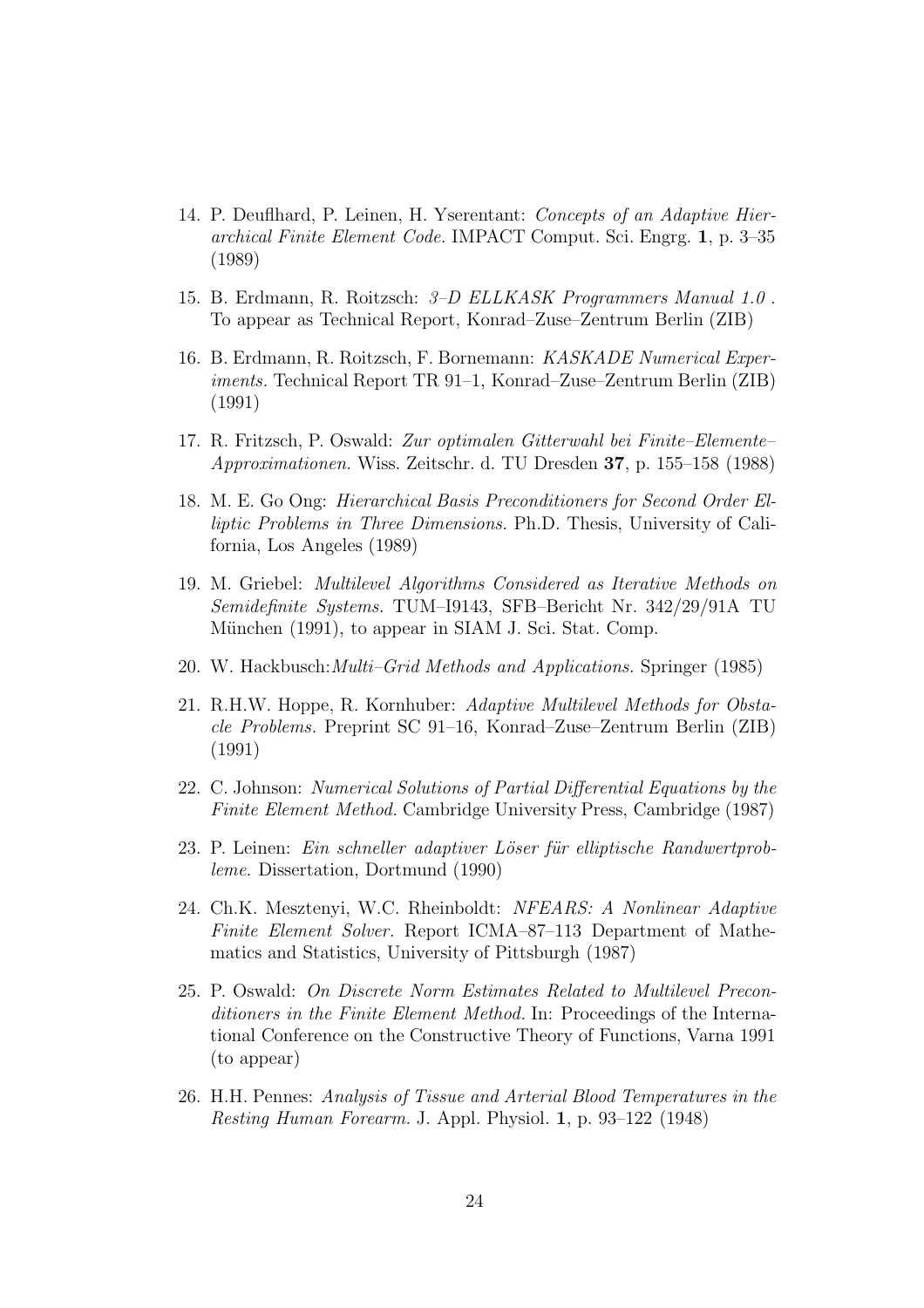14. P. Deuflhard, P. Leinen, H. Yserentant: *Concepts of an Adaptive Hierarchical Finite Element Code.* IMPACT Comput. Sci. Engrg. **1**, p. 3–35 (1989)

15. B. Erdmann, R. Roitzsch: *3–D ELLKASK Programmers Manual 1.0* . To appear as Technical Report, Konrad–Zuse–Zentrum Berlin (ZIB)

16. B. Erdmann, R. Roitzsch, F. Bornemann: *KASKADE Numerical Experiments.* Technical Report TR 91–1, Konrad–Zuse–Zentrum Berlin (ZIB) (1991)

17. R. Fritzsch, P. Oswald: *Zur optimalen Gitterwahl bei Finite–Elemente–Approximationen.* Wiss. Zeitschr. d. TU Dresden **37**, p. 155–158 (1988)

18. M. E. Go Ong: *Hierarchical Basis Preconditioners for Second Order Elliptic Problems in Three Dimensions.* Ph.D. Thesis, University of California, Los Angeles (1989)

19. M. Griebel: *Multilevel Algorithms Considered as Iterative Methods on Semidefinite Systems.* TUM–I9143, SFB–Bericht Nr. 342/29/91A TU München (1991), to appear in SIAM J. Sci. Stat. Comp.

20. W. Hackbusch:*Multi–Grid Methods and Applications.* Springer (1985)

21. R.H.W. Hoppe, R. Kornhuber: *Adaptive Multilevel Methods for Obstacle Problems.* Preprint SC 91–16, Konrad–Zuse–Zentrum Berlin (ZIB) (1991)

22. C. Johnson: *Numerical Solutions of Partial Differential Equations by the Finite Element Method.* Cambridge University Press, Cambridge (1987)

23. P. Leinen: *Ein schneller adaptiver Löser für elliptische Randwertprobleme.* Dissertation, Dortmund (1990)

24. Ch.K. Mesztenyi, W.C. Rheinboldt: *NFEARS: A Nonlinear Adaptive Finite Element Solver.* Report ICMA–87–113 Department of Mathematics and Statistics, University of Pittsburgh (1987)

25. P. Oswald: *On Discrete Norm Estimates Related to Multilevel Preconditioners in the Finite Element Method.* In: Proceedings of the International Conference on the Constructive Theory of Functions, Varna 1991 (to appear)

26. H.H. Pennes: *Analysis of Tissue and Arterial Blood Temperatures in the Resting Human Forearm.* J. Appl. Physiol. **1**, p. 93–122 (1948)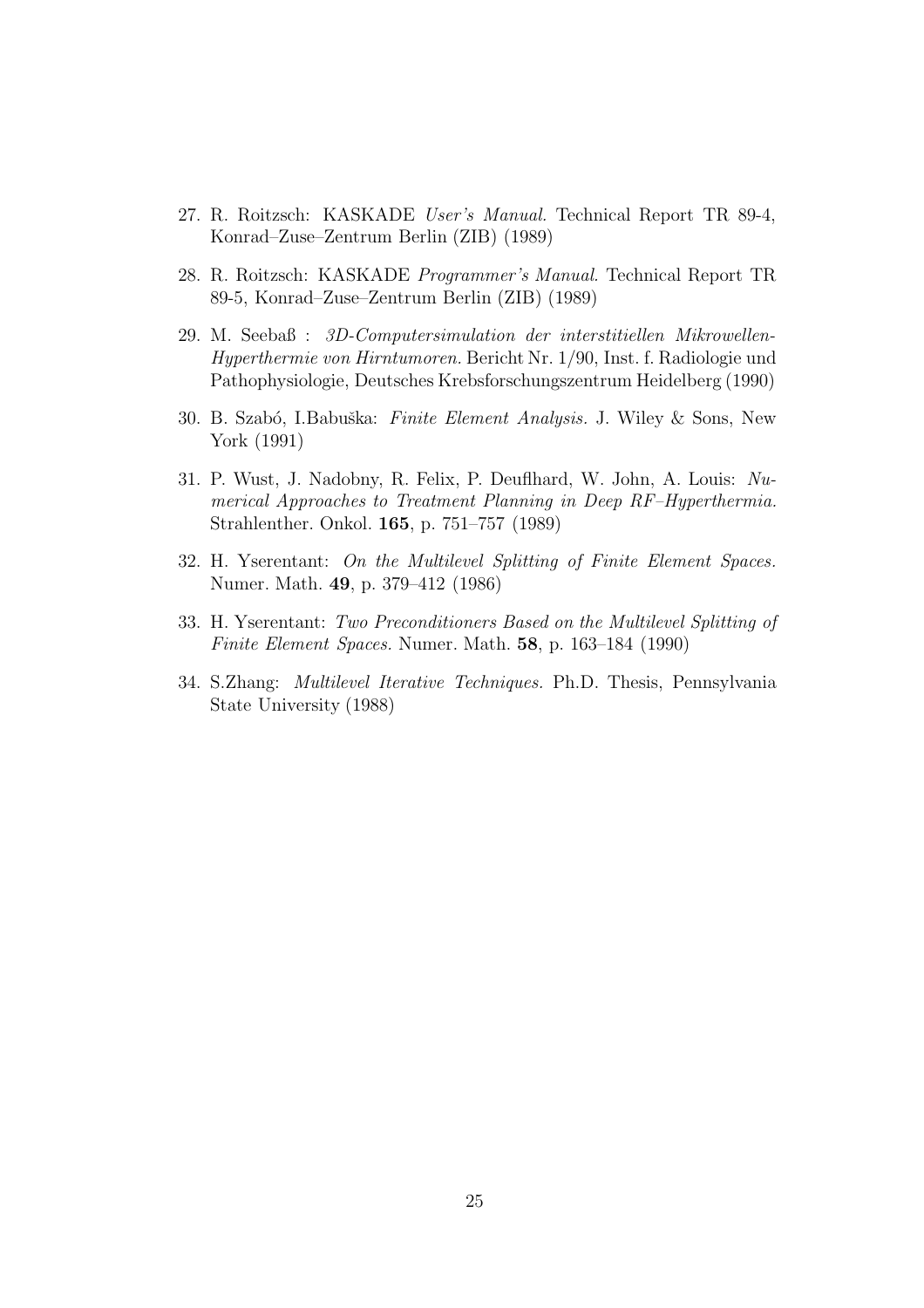27. R. Roitzsch: KASKADE *User's Manual.* Technical Report TR 89-4, Konrad–Zuse–Zentrum Berlin (ZIB) (1989)

28. R. Roitzsch: KASKADE *Programmer's Manual.* Technical Report TR 89-5, Konrad–Zuse–Zentrum Berlin (ZIB) (1989)

29. M. Seebaß : *3D-Computersimulation der interstitiellen Mikrowellen-Hyperthermie von Hirntumoren.* Bericht Nr. 1/90, Inst. f. Radiologie und Pathophysiologie, Deutsches Krebsforschungszentrum Heidelberg (1990)

30. B. Szabó, I.Babuška: *Finite Element Analysis.* J. Wiley & Sons, New York (1991)

31. P. Wust, J. Nadobny, R. Felix, P. Deuflhard, W. John, A. Louis: *Numerical Approaches to Treatment Planning in Deep RF–Hyperthermia.* Strahlenther. Onkol. **165**, p. 751–757 (1989)

32. H. Yserentant: *On the Multilevel Splitting of Finite Element Spaces.* Numer. Math. **49**, p. 379–412 (1986)

33. H. Yserentant: *Two Preconditioners Based on the Multilevel Splitting of Finite Element Spaces.* Numer. Math. **58**, p. 163–184 (1990)

34. S.Zhang: *Multilevel Iterative Techniques.* Ph.D. Thesis, Pennsylvania State University (1988)